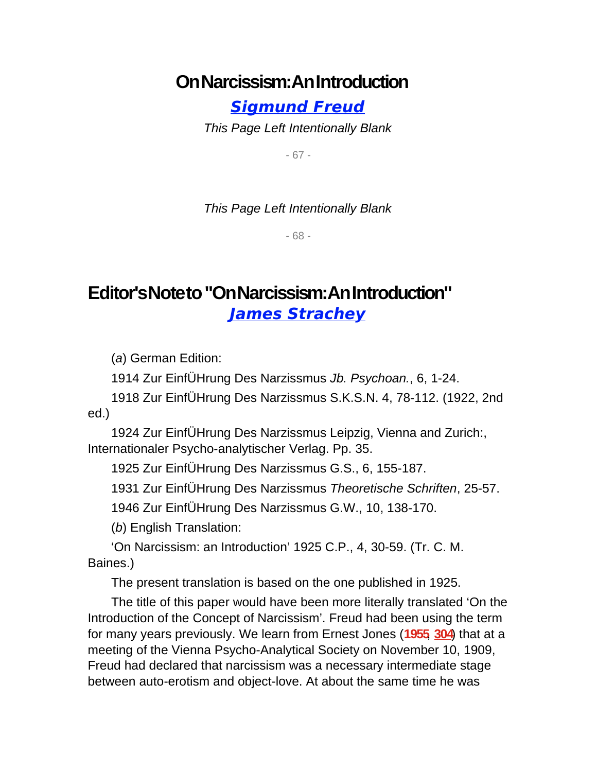# On Narcissism: An Introduction

***Sigmund Freud***

*This Page Left Intentionally Blank*

*This Page Left Intentionally Blank*

## Editor's Note to "On Narcissism: An Introduction"

***James Strachey***

(*a*) German Edition:

1914 Zur EinfÜHrung Des Narzissmus *Jb. Psychoan.*, 6, 1-24.

1918 Zur EinfÜHrung Des Narzissmus S.K.S.N. 4, 78-112. (1922, 2nd ed.)

1924 Zur EinfÜHrung Des Narzissmus Leipzig, Vienna and Zurich:, Internationaler Psycho-analytischer Verlag. Pp. 35.

1925 Zur EinfÜHrung Des Narzissmus G.S., 6, 155-187.

1931 Zur EinfÜHrung Des Narzissmus *Theoretische Schriften*, 25-57.

1946 Zur EinfÜHrung Des Narzissmus G.W., 10, 138-170.

(*b*) English Translation:

'On Narcissism: an Introduction' 1925 C.P., 4, 30-59. (Tr. C. M. Baines.)

The present translation is based on the one published in 1925.

The title of this paper would have been more literally translated 'On the Introduction of the Concept of Narcissism'. Freud had been using the term for many years previously. We learn from Ernest Jones (**1955**, **304**) that at a meeting of the Vienna Psycho-Analytical Society on November 10, 1909, Freud had declared that narcissism was a necessary intermediate stage between auto-erotism and object-love. At about the same time he was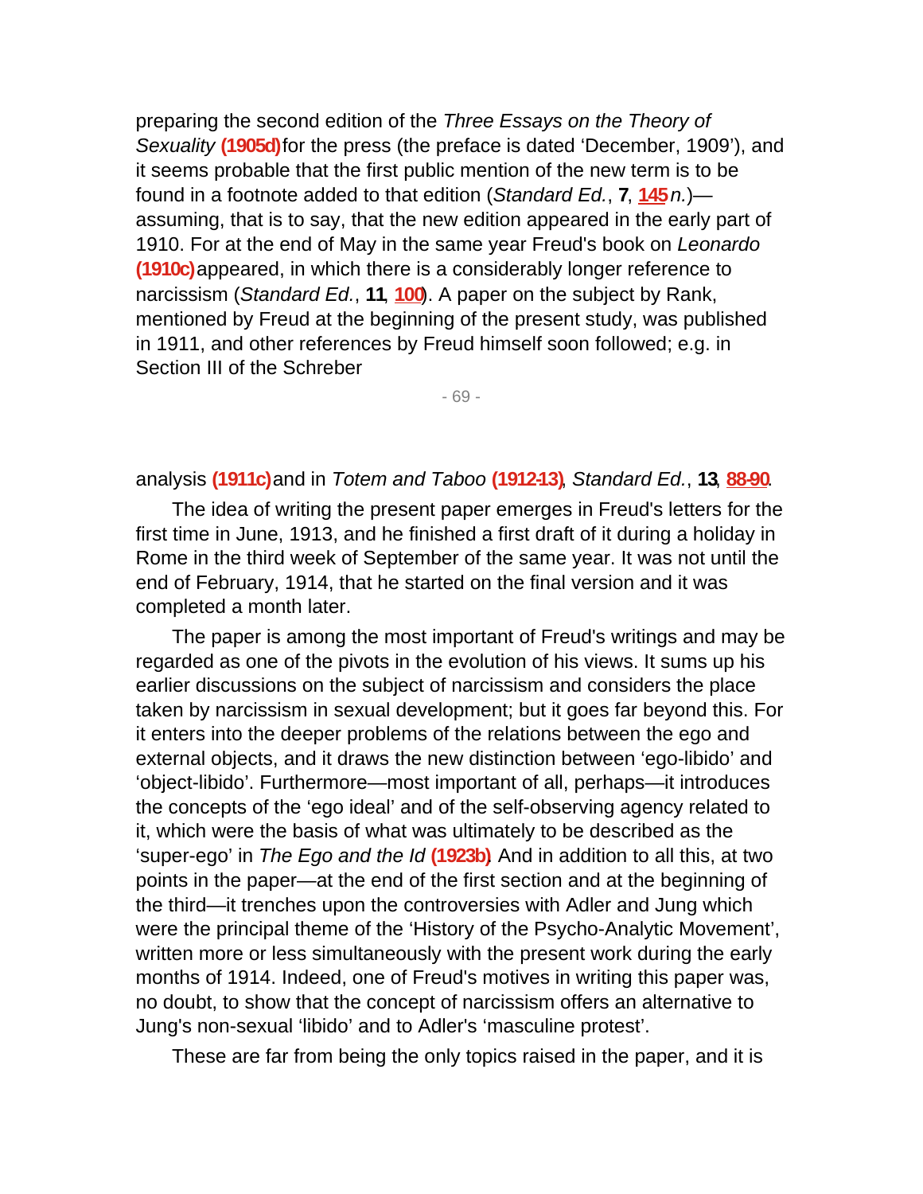preparing the second edition of the *Three Essays on the Theory of Sexuality* **(1905d)** for the press (the preface is dated 'December, 1909'), and it seems probable that the first public mention of the new term is to be found in a footnote added to that edition (*Standard Ed.*, **7**, **145** *n.*)—assuming, that is to say, that the new edition appeared in the early part of 1910. For at the end of May in the same year Freud's book on *Leonardo* **(1910c)** appeared, in which there is a considerably longer reference to narcissism (*Standard Ed.*, **11**, **100**). A paper on the subject by Rank, mentioned by Freud at the beginning of the present study, was published in 1911, and other references by Freud himself soon followed; e.g. in Section III of the Schreber

analysis **(1911c)** and in *Totem and Taboo* **(1912-13)**, *Standard Ed.*, **13**, **88-90**.

The idea of writing the present paper emerges in Freud's letters for the first time in June, 1913, and he finished a first draft of it during a holiday in Rome in the third week of September of the same year. It was not until the end of February, 1914, that he started on the final version and it was completed a month later.

The paper is among the most important of Freud's writings and may be regarded as one of the pivots in the evolution of his views. It sums up his earlier discussions on the subject of narcissism and considers the place taken by narcissism in sexual development; but it goes far beyond this. For it enters into the deeper problems of the relations between the ego and external objects, and it draws the new distinction between 'ego-libido' and 'object-libido'. Furthermore—most important of all, perhaps—it introduces the concepts of the 'ego ideal' and of the self-observing agency related to it, which were the basis of what was ultimately to be described as the 'super-ego' in *The Ego and the Id* **(1923b)**. And in addition to all this, at two points in the paper—at the end of the first section and at the beginning of the third—it trenches upon the controversies with Adler and Jung which were the principal theme of the 'History of the Psycho-Analytic Movement', written more or less simultaneously with the present work during the early months of 1914. Indeed, one of Freud's motives in writing this paper was, no doubt, to show that the concept of narcissism offers an alternative to Jung's non-sexual 'libido' and to Adler's 'masculine protest'.

These are far from being the only topics raised in the paper, and it is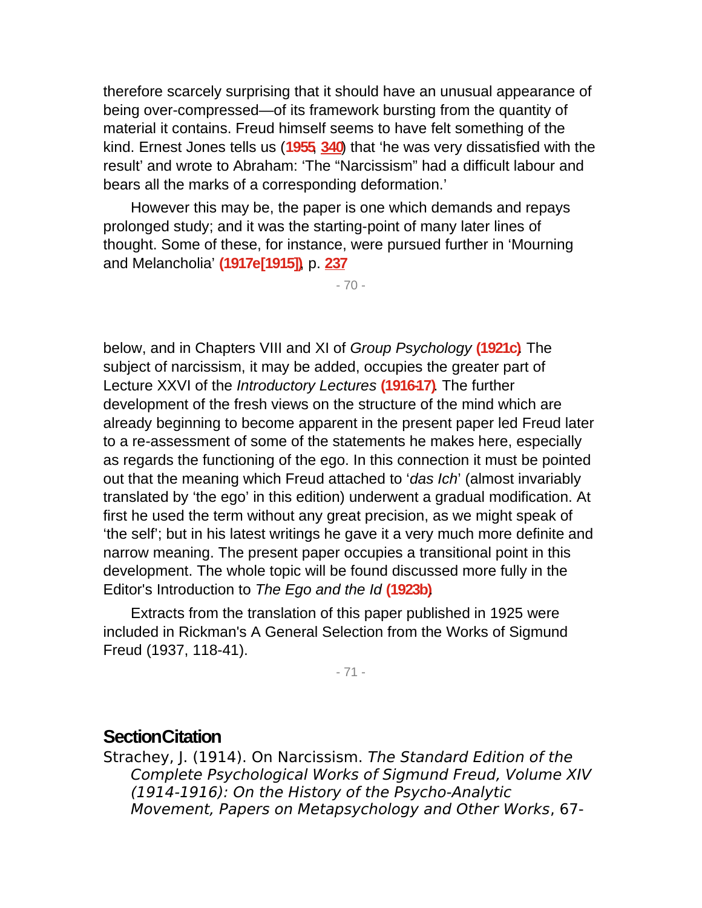therefore scarcely surprising that it should have an unusual appearance of being over-compressed—of its framework bursting from the quantity of material it contains. Freud himself seems to have felt something of the kind. Ernest Jones tells us (1955, 340) that 'he was very dissatisfied with the result' and wrote to Abraham: 'The "Narcissism" had a difficult labour and bears all the marks of a corresponding deformation.'

However this may be, the paper is one which demands and repays prolonged study; and it was the starting-point of many later lines of thought. Some of these, for instance, were pursued further in 'Mourning and Melancholia' (1917e[1915]), p. 237

below, and in Chapters VIII and XI of *Group Psychology* (1921c). The subject of narcissism, it may be added, occupies the greater part of Lecture XXVI of the *Introductory Lectures* (1916-17). The further development of the fresh views on the structure of the mind which are already beginning to become apparent in the present paper led Freud later to a re-assessment of some of the statements he makes here, especially as regards the functioning of the ego. In this connection it must be pointed out that the meaning which Freud attached to '*das Ich*' (almost invariably translated by 'the ego' in this edition) underwent a gradual modification. At first he used the term without any great precision, as we might speak of 'the self'; but in his latest writings he gave it a very much more definite and narrow meaning. The present paper occupies a transitional point in this development. The whole topic will be found discussed more fully in the Editor's Introduction to *The Ego and the Id* (1923b)

Extracts from the translation of this paper published in 1925 were included in Rickman's A General Selection from the Works of Sigmund Freud (1937, 118-41).

## SectionCitation

Strachey, J. (1914). On Narcissism. *The Standard Edition of the Complete Psychological Works of Sigmund Freud, Volume XIV (1914-1916): On the History of the Psycho-Analytic Movement, Papers on Metapsychology and Other Works*, 67-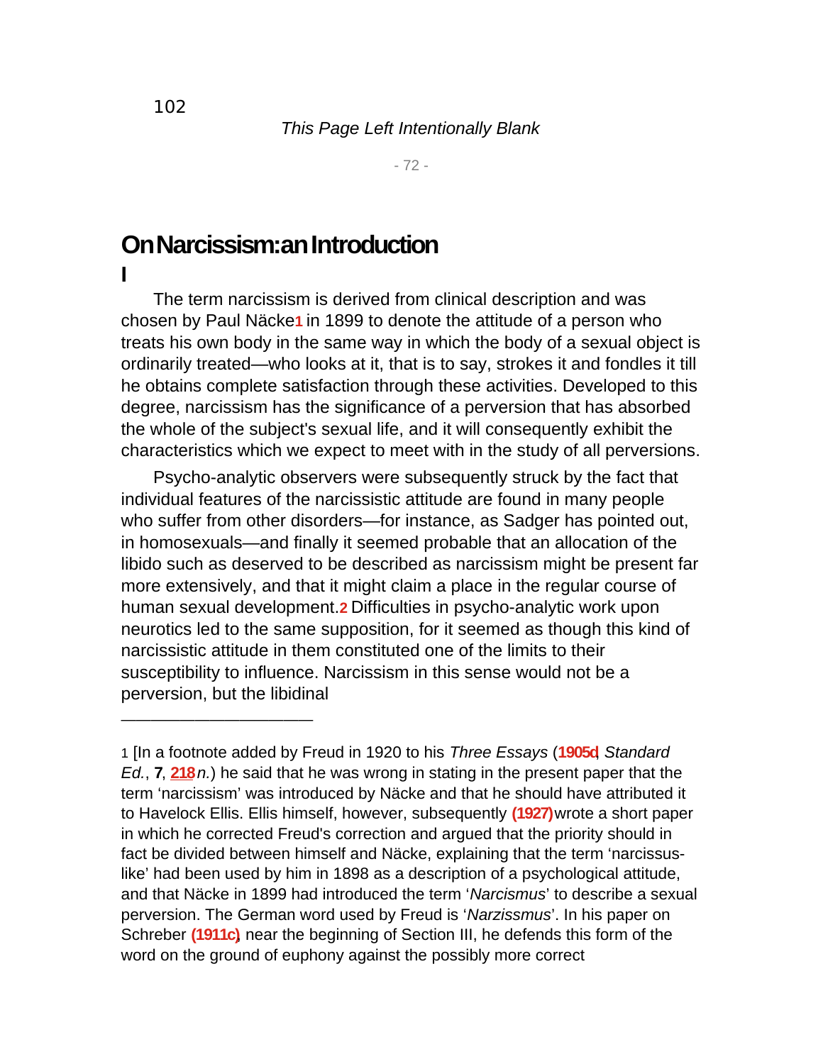This Page Left Intentionally Blank

# On Narcissism: an Introduction

## I

The term narcissism is derived from clinical description and was chosen by Paul Näcke[1] in 1899 to denote the attitude of a person who treats his own body in the same way in which the body of a sexual object is ordinarily treated—who looks at it, that is to say, strokes it and fondles it till he obtains complete satisfaction through these activities. Developed to this degree, narcissism has the significance of a perversion that has absorbed the whole of the subject's sexual life, and it will consequently exhibit the characteristics which we expect to meet with in the study of all perversions.

Psycho-analytic observers were subsequently struck by the fact that individual features of the narcissistic attitude are found in many people who suffer from other disorders—for instance, as Sadger has pointed out, in homosexuals—and finally it seemed probable that an allocation of the libido such as deserved to be described as narcissism might be present far more extensively, and that it might claim a place in the regular course of human sexual development.[2] Difficulties in psycho-analytic work upon neurotics led to the same supposition, for it seemed as though this kind of narcissistic attitude in them constituted one of the limits to their susceptibility to influence. Narcissism in this sense would not be a perversion, but the libidinal

---

1 [In a footnote added by Freud in 1920 to his *Three Essays* (**1905d**, *Standard Ed.*, **7**, **218** *n.*) he said that he was wrong in stating in the present paper that the term 'narcissism' was introduced by Näcke and that he should have attributed it to Havelock Ellis. Ellis himself, however, subsequently **(1927)** wrote a short paper in which he corrected Freud's correction and argued that the priority should in fact be divided between himself and Näcke, explaining that the term 'narcissus-like' had been used by him in 1898 as a description of a psychological attitude, and that Näcke in 1899 had introduced the term '*Narcismus*' to describe a sexual perversion. The German word used by Freud is '*Narzissmus*'. In his paper on Schreber **(1911c)**, near the beginning of Section III, he defends this form of the word on the ground of euphony against the possibly more correct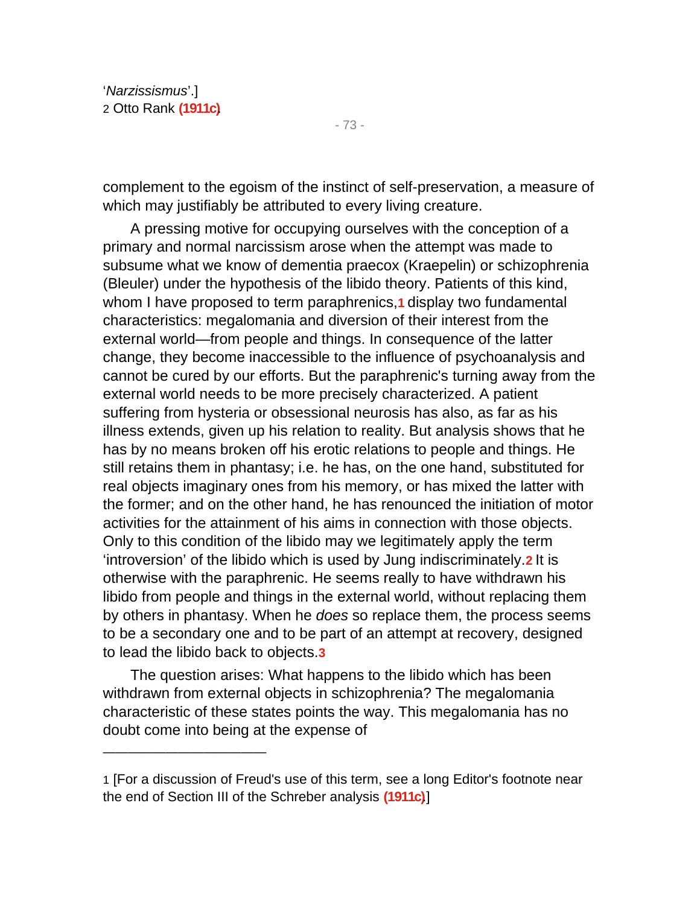'*Narzissismus*'.]

2 Otto Rank (1911c).

complement to the egoism of the instinct of self-preservation, a measure of which may justifiably be attributed to every living creature.

A pressing motive for occupying ourselves with the conception of a primary and normal narcissism arose when the attempt was made to subsume what we know of dementia praecox (Kraepelin) or schizophrenia (Bleuler) under the hypothesis of the libido theory. Patients of this kind, whom I have proposed to term paraphrenics,[1] display two fundamental characteristics: megalomania and diversion of their interest from the external world—from people and things. In consequence of the latter change, they become inaccessible to the influence of psychoanalysis and cannot be cured by our efforts. But the paraphrenic's turning away from the external world needs to be more precisely characterized. A patient suffering from hysteria or obsessional neurosis has also, as far as his illness extends, given up his relation to reality. But analysis shows that he has by no means broken off his erotic relations to people and things. He still retains them in phantasy; i.e. he has, on the one hand, substituted for real objects imaginary ones from his memory, or has mixed the latter with the former; and on the other hand, he has renounced the initiation of motor activities for the attainment of his aims in connection with those objects. Only to this condition of the libido may we legitimately apply the term 'introversion' of the libido which is used by Jung indiscriminately.[2] It is otherwise with the paraphrenic. He seems really to have withdrawn his libido from people and things in the external world, without replacing them by others in phantasy. When he *does* so replace them, the process seems to be a secondary one and to be part of an attempt at recovery, designed to lead the libido back to objects.[3]

The question arises: What happens to the libido which has been withdrawn from external objects in schizophrenia? The megalomania characteristic of these states points the way. This megalomania has no doubt come into being at the expense of

---

1 [For a discussion of Freud's use of this term, see a long Editor's footnote near the end of Section III of the Schreber analysis (1911c).]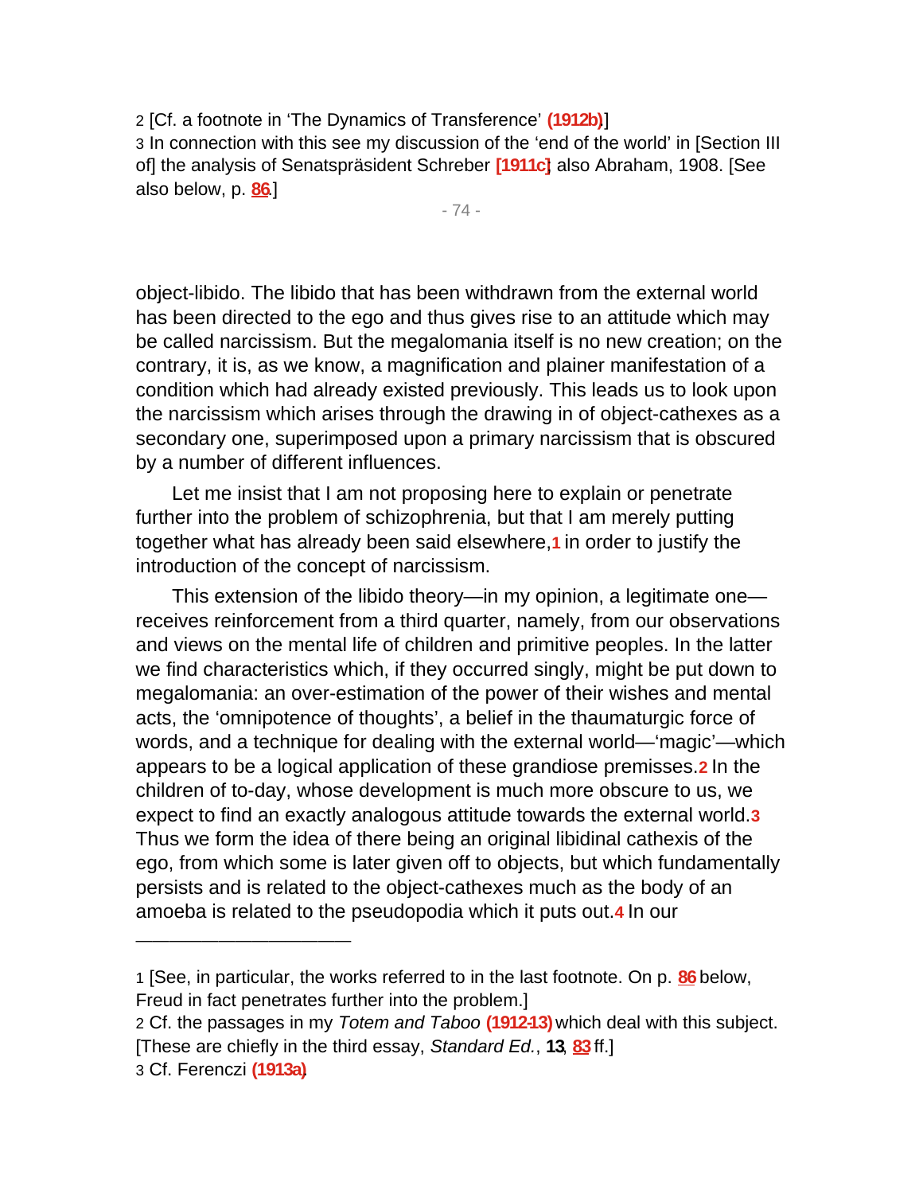2 [Cf. a footnote in 'The Dynamics of Transference' (1912b).]

3 In connection with this see my discussion of the 'end of the world' in [Section III of] the analysis of Senatspräsident Schreber [1911c]; also Abraham, 1908. [See also below, p. 86.]

object-libido. The libido that has been withdrawn from the external world has been directed to the ego and thus gives rise to an attitude which may be called narcissism. But the megalomania itself is no new creation; on the contrary, it is, as we know, a magnification and plainer manifestation of a condition which had already existed previously. This leads us to look upon the narcissism which arises through the drawing in of object-cathexes as a secondary one, superimposed upon a primary narcissism that is obscured by a number of different influences.

Let me insist that I am not proposing here to explain or penetrate further into the problem of schizophrenia, but that I am merely putting together what has already been said elsewhere,[1] in order to justify the introduction of the concept of narcissism.

This extension of the libido theory—in my opinion, a legitimate one—receives reinforcement from a third quarter, namely, from our observations and views on the mental life of children and primitive peoples. In the latter we find characteristics which, if they occurred singly, might be put down to megalomania: an over-estimation of the power of their wishes and mental acts, the 'omnipotence of thoughts', a belief in the thaumaturgic force of words, and a technique for dealing with the external world—'magic'—which appears to be a logical application of these grandiose premisses.[2] In the children of to-day, whose development is much more obscure to us, we expect to find an exactly analogous attitude towards the external world.[3] Thus we form the idea of there being an original libidinal cathexis of the ego, from which some is later given off to objects, but which fundamentally persists and is related to the object-cathexes much as the body of an amoeba is related to the pseudopodia which it puts out.[4] In our

---

1 [See, in particular, the works referred to in the last footnote. On p. 86 below, Freud in fact penetrates further into the problem.]

2 Cf. the passages in my *Totem and Taboo* (1912-13) which deal with this subject. [These are chiefly in the third essay, *Standard Ed.*, **13**, 83 ff.]

3 Cf. Ferenczi (1913a).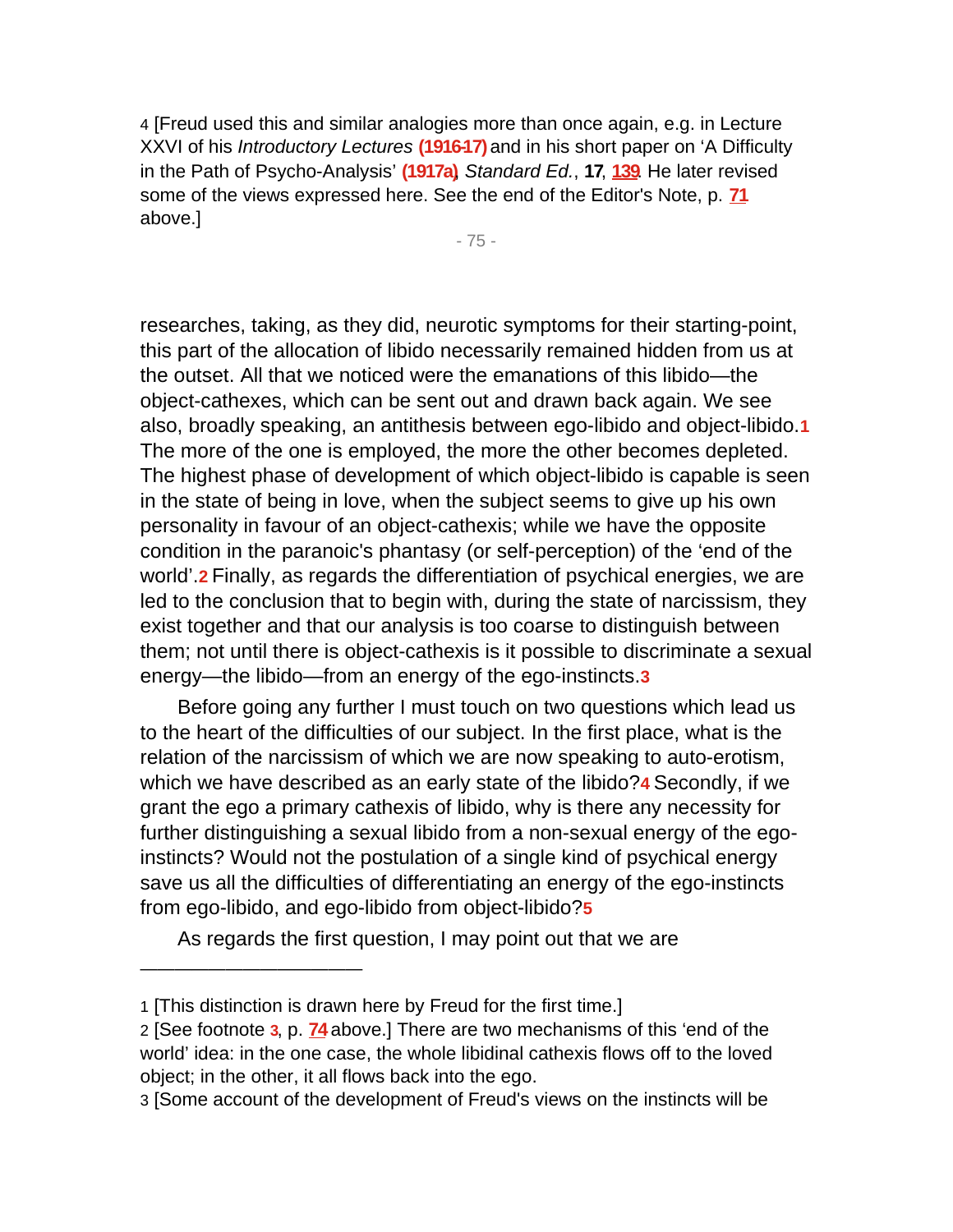4 [Freud used this and similar analogies more than once again, e.g. in Lecture XXVI of his *Introductory Lectures* (1916-17) and in his short paper on 'A Difficulty in the Path of Psycho-Analysis' (1917a), *Standard Ed.*, **17**, 139. He later revised some of the views expressed here. See the end of the Editor's Note, p. 71 above.]

researches, taking, as they did, neurotic symptoms for their starting-point, this part of the allocation of libido necessarily remained hidden from us at the outset. All that we noticed were the emanations of this libido—the object-cathexes, which can be sent out and drawn back again. We see also, broadly speaking, an antithesis between ego-libido and object-libido.[1] The more of the one is employed, the more the other becomes depleted. The highest phase of development of which object-libido is capable is seen in the state of being in love, when the subject seems to give up his own personality in favour of an object-cathexis; while we have the opposite condition in the paranoic's phantasy (or self-perception) of the 'end of the world'.[2] Finally, as regards the differentiation of psychical energies, we are led to the conclusion that to begin with, during the state of narcissism, they exist together and that our analysis is too coarse to distinguish between them; not until there is object-cathexis is it possible to discriminate a sexual energy—the libido—from an energy of the ego-instincts.[3]

Before going any further I must touch on two questions which lead us to the heart of the difficulties of our subject. In the first place, what is the relation of the narcissism of which we are now speaking to auto-erotism, which we have described as an early state of the libido?[4] Secondly, if we grant the ego a primary cathexis of libido, why is there any necessity for further distinguishing a sexual libido from a non-sexual energy of the ego-instincts? Would not the postulation of a single kind of psychical energy save us all the difficulties of differentiating an energy of the ego-instincts from ego-libido, and ego-libido from object-libido?[5]

As regards the first question, I may point out that we are

---

1 [This distinction is drawn here by Freud for the first time.]

2 [See footnote 3, p. 74 above.] There are two mechanisms of this 'end of the world' idea: in the one case, the whole libidinal cathexis flows off to the loved object; in the other, it all flows back into the ego.

3 [Some account of the development of Freud's views on the instincts will be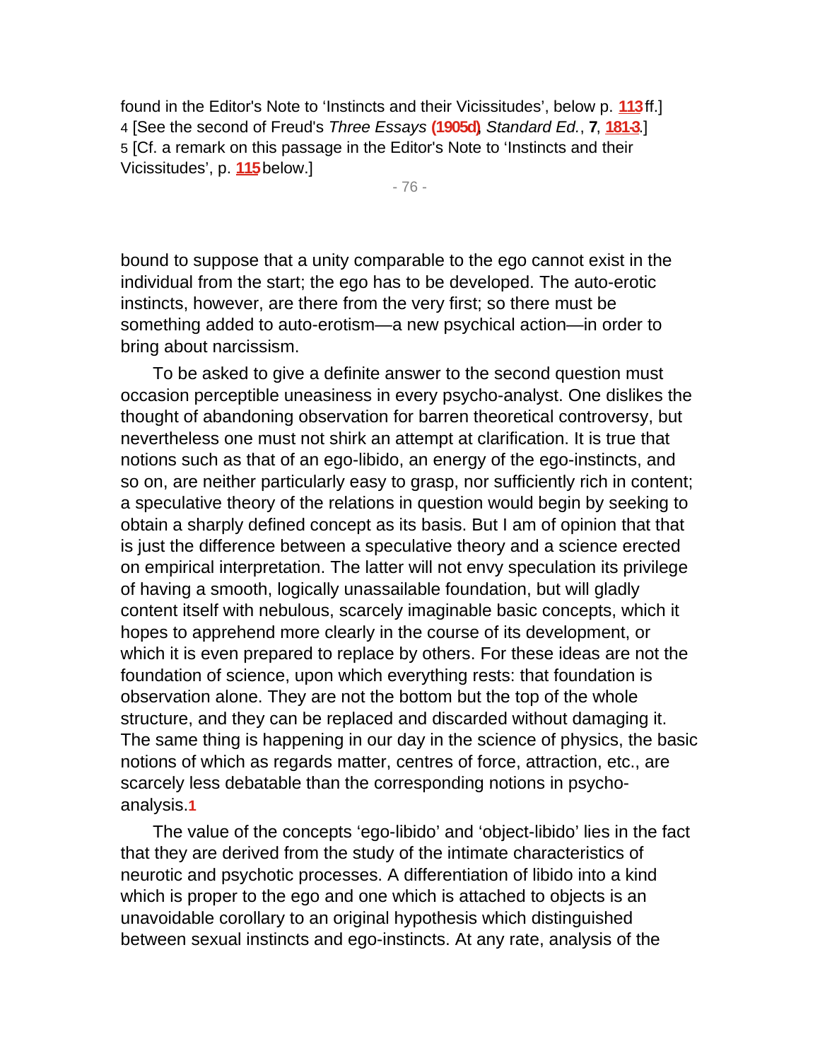found in the Editor's Note to 'Instincts and their Vicissitudes', below p. 113 ff.]

4 [See the second of Freud's *Three Essays* (1905d), *Standard Ed.*, **7**, 181-3.]

5 [Cf. a remark on this passage in the Editor's Note to 'Instincts and their Vicissitudes', p. 115 below.]

bound to suppose that a unity comparable to the ego cannot exist in the individual from the start; the ego has to be developed. The auto-erotic instincts, however, are there from the very first; so there must be something added to auto-erotism—a new psychical action—in order to bring about narcissism.

To be asked to give a definite answer to the second question must occasion perceptible uneasiness in every psycho-analyst. One dislikes the thought of abandoning observation for barren theoretical controversy, but nevertheless one must not shirk an attempt at clarification. It is true that notions such as that of an ego-libido, an energy of the ego-instincts, and so on, are neither particularly easy to grasp, nor sufficiently rich in content; a speculative theory of the relations in question would begin by seeking to obtain a sharply defined concept as its basis. But I am of opinion that that is just the difference between a speculative theory and a science erected on empirical interpretation. The latter will not envy speculation its privilege of having a smooth, logically unassailable foundation, but will gladly content itself with nebulous, scarcely imaginable basic concepts, which it hopes to apprehend more clearly in the course of its development, or which it is even prepared to replace by others. For these ideas are not the foundation of science, upon which everything rests: that foundation is observation alone. They are not the bottom but the top of the whole structure, and they can be replaced and discarded without damaging it. The same thing is happening in our day in the science of physics, the basic notions of which as regards matter, centres of force, attraction, etc., are scarcely less debatable than the corresponding notions in psycho-analysis.[1]

The value of the concepts 'ego-libido' and 'object-libido' lies in the fact that they are derived from the study of the intimate characteristics of neurotic and psychotic processes. A differentiation of libido into a kind which is proper to the ego and one which is attached to objects is an unavoidable corollary to an original hypothesis which distinguished between sexual instincts and ego-instincts. At any rate, analysis of the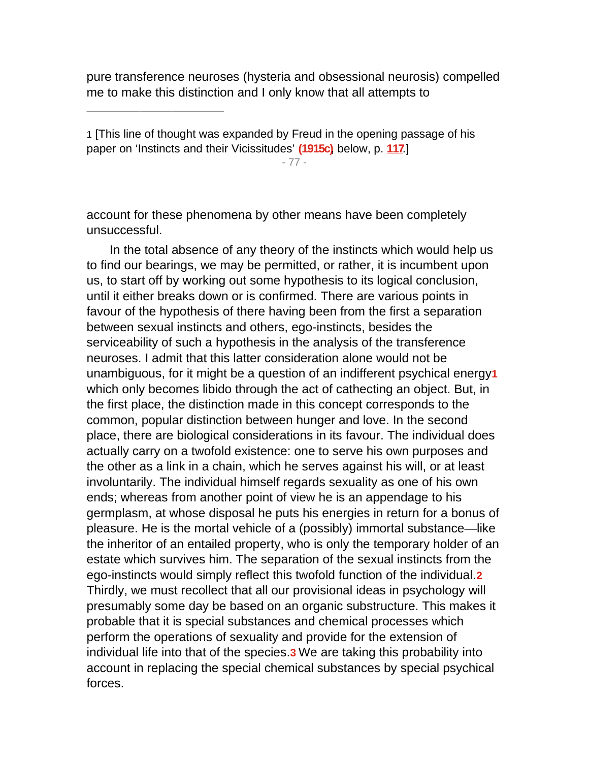pure transference neuroses (hysteria and obsessional neurosis) compelled me to make this distinction and I only know that all attempts to

1 [This line of thought was expanded by Freud in the opening passage of his paper on 'Instincts and their Vicissitudes' (1915c), below, p. 117.]

account for these phenomena by other means have been completely unsuccessful.

In the total absence of any theory of the instincts which would help us to find our bearings, we may be permitted, or rather, it is incumbent upon us, to start off by working out some hypothesis to its logical conclusion, until it either breaks down or is confirmed. There are various points in favour of the hypothesis of there having been from the first a separation between sexual instincts and others, ego-instincts, besides the serviceability of such a hypothesis in the analysis of the transference neuroses. I admit that this latter consideration alone would not be unambiguous, for it might be a question of an indifferent psychical energy[1] which only becomes libido through the act of cathecting an object. But, in the first place, the distinction made in this concept corresponds to the common, popular distinction between hunger and love. In the second place, there are biological considerations in its favour. The individual does actually carry on a twofold existence: one to serve his own purposes and the other as a link in a chain, which he serves against his will, or at least involuntarily. The individual himself regards sexuality as one of his own ends; whereas from another point of view he is an appendage to his germplasm, at whose disposal he puts his energies in return for a bonus of pleasure. He is the mortal vehicle of a (possibly) immortal substance—like the inheritor of an entailed property, who is only the temporary holder of an estate which survives him. The separation of the sexual instincts from the ego-instincts would simply reflect this twofold function of the individual.[2] Thirdly, we must recollect that all our provisional ideas in psychology will presumably some day be based on an organic substructure. This makes it probable that it is special substances and chemical processes which perform the operations of sexuality and provide for the extension of individual life into that of the species.[3] We are taking this probability into account in replacing the special chemical substances by special psychical forces.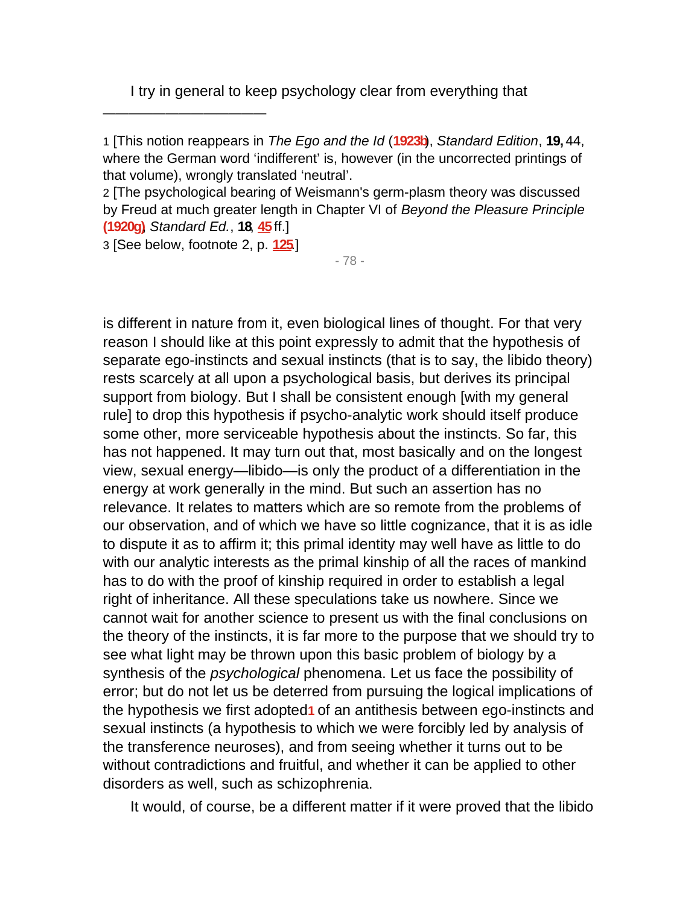I try in general to keep psychology clear from everything that

---

1 [This notion reappears in *The Ego and the Id* (**1923b**), *Standard Edition*, **19,** 44, where the German word 'indifferent' is, however (in the uncorrected printings of that volume), wrongly translated 'neutral'.

2 [The psychological bearing of Weismann's germ-plasm theory was discussed by Freud at much greater length in Chapter VI of *Beyond the Pleasure Principle* **(1920g)**, *Standard Ed.*, **18**, 45 ff.]

3 [See below, footnote 2, p. 125.]

is different in nature from it, even biological lines of thought. For that very reason I should like at this point expressly to admit that the hypothesis of separate ego-instincts and sexual instincts (that is to say, the libido theory) rests scarcely at all upon a psychological basis, but derives its principal support from biology. But I shall be consistent enough [with my general rule] to drop this hypothesis if psycho-analytic work should itself produce some other, more serviceable hypothesis about the instincts. So far, this has not happened. It may turn out that, most basically and on the longest view, sexual energy—libido—is only the product of a differentiation in the energy at work generally in the mind. But such an assertion has no relevance. It relates to matters which are so remote from the problems of our observation, and of which we have so little cognizance, that it is as idle to dispute it as to affirm it; this primal identity may well have as little to do with our analytic interests as the primal kinship of all the races of mankind has to do with the proof of kinship required in order to establish a legal right of inheritance. All these speculations take us nowhere. Since we cannot wait for another science to present us with the final conclusions on the theory of the instincts, it is far more to the purpose that we should try to see what light may be thrown upon this basic problem of biology by a synthesis of the *psychological* phenomena. Let us face the possibility of error; but do not let us be deterred from pursuing the logical implications of the hypothesis we first adopted[1] of an antithesis between ego-instincts and sexual instincts (a hypothesis to which we were forcibly led by analysis of the transference neuroses), and from seeing whether it turns out to be without contradictions and fruitful, and whether it can be applied to other disorders as well, such as schizophrenia.

It would, of course, be a different matter if it were proved that the libido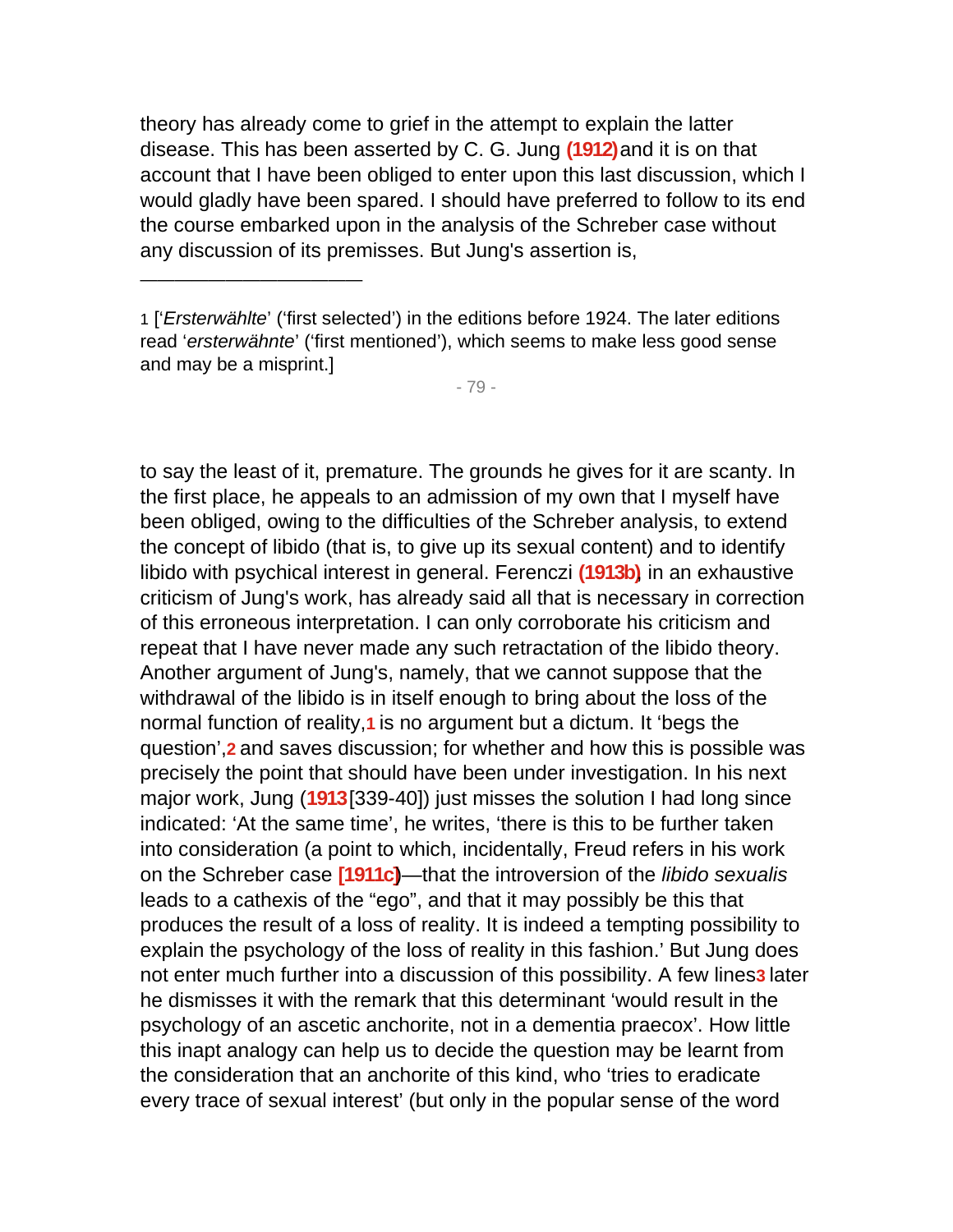theory has already come to grief in the attempt to explain the latter disease. This has been asserted by C. G. Jung (1912) and it is on that account that I have been obliged to enter upon this last discussion, which I would gladly have been spared. I should have preferred to follow to its end the course embarked upon in the analysis of the Schreber case without any discussion of its premisses. But Jung's assertion is,

---

1 ['*Ersterwählte*' ('first selected') in the editions before 1924. The later editions read '*ersterwähnte*' ('first mentioned'), which seems to make less good sense and may be a misprint.]

to say the least of it, premature. The grounds he gives for it are scanty. In the first place, he appeals to an admission of my own that I myself have been obliged, owing to the difficulties of the Schreber analysis, to extend the concept of libido (that is, to give up its sexual content) and to identify libido with psychical interest in general. Ferenczi (1913b), in an exhaustive criticism of Jung's work, has already said all that is necessary in correction of this erroneous interpretation. I can only corroborate his criticism and repeat that I have never made any such retractation of the libido theory. Another argument of Jung's, namely, that we cannot suppose that the withdrawal of the libido is in itself enough to bring about the loss of the normal function of reality,[1] is no argument but a dictum. It 'begs the question',[2] and saves discussion; for whether and how this is possible was precisely the point that should have been under investigation. In his next major work, Jung (1913 [339-40]) just misses the solution I had long since indicated: 'At the same time', he writes, 'there is this to be further taken into consideration (a point to which, incidentally, Freud refers in his work on the Schreber case [1911c])—that the introversion of the *libido sexualis* leads to a cathexis of the "ego", and that it may possibly be this that produces the result of a loss of reality. It is indeed a tempting possibility to explain the psychology of the loss of reality in this fashion.' But Jung does not enter much further into a discussion of this possibility. A few lines[3] later he dismisses it with the remark that this determinant 'would result in the psychology of an ascetic anchorite, not in a dementia praecox'. How little this inapt analogy can help us to decide the question may be learnt from the consideration that an anchorite of this kind, who 'tries to eradicate every trace of sexual interest' (but only in the popular sense of the word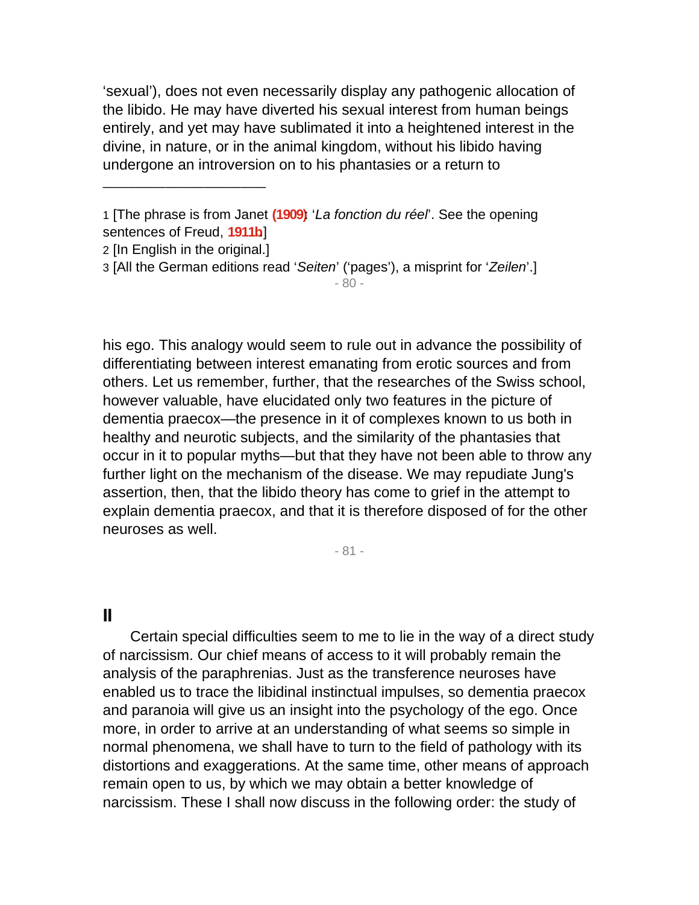'sexual'), does not even necessarily display any pathogenic allocation of the libido. He may have diverted his sexual interest from human beings entirely, and yet may have sublimated it into a heightened interest in the divine, in nature, or in the animal kingdom, without his libido having undergone an introversion on to his phantasies or a return to

---

1 [The phrase is from Janet (1909): '*La fonction du réel*'. See the opening sentences of Freud, 1911b]

2 [In English in the original.]

3 [All the German editions read '*Seiten*' ('pages'), a misprint for '*Zeilen*'.]

his ego. This analogy would seem to rule out in advance the possibility of differentiating between interest emanating from erotic sources and from others. Let us remember, further, that the researches of the Swiss school, however valuable, have elucidated only two features in the picture of dementia praecox—the presence in it of complexes known to us both in healthy and neurotic subjects, and the similarity of the phantasies that occur in it to popular myths—but that they have not been able to throw any further light on the mechanism of the disease. We may repudiate Jung's assertion, then, that the libido theory has come to grief in the attempt to explain dementia praecox, and that it is therefore disposed of for the other neuroses as well.

## II

Certain special difficulties seem to me to lie in the way of a direct study of narcissism. Our chief means of access to it will probably remain the analysis of the paraphrenias. Just as the transference neuroses have enabled us to trace the libidinal instinctual impulses, so dementia praecox and paranoia will give us an insight into the psychology of the ego. Once more, in order to arrive at an understanding of what seems so simple in normal phenomena, we shall have to turn to the field of pathology with its distortions and exaggerations. At the same time, other means of approach remain open to us, by which we may obtain a better knowledge of narcissism. These I shall now discuss in the following order: the study of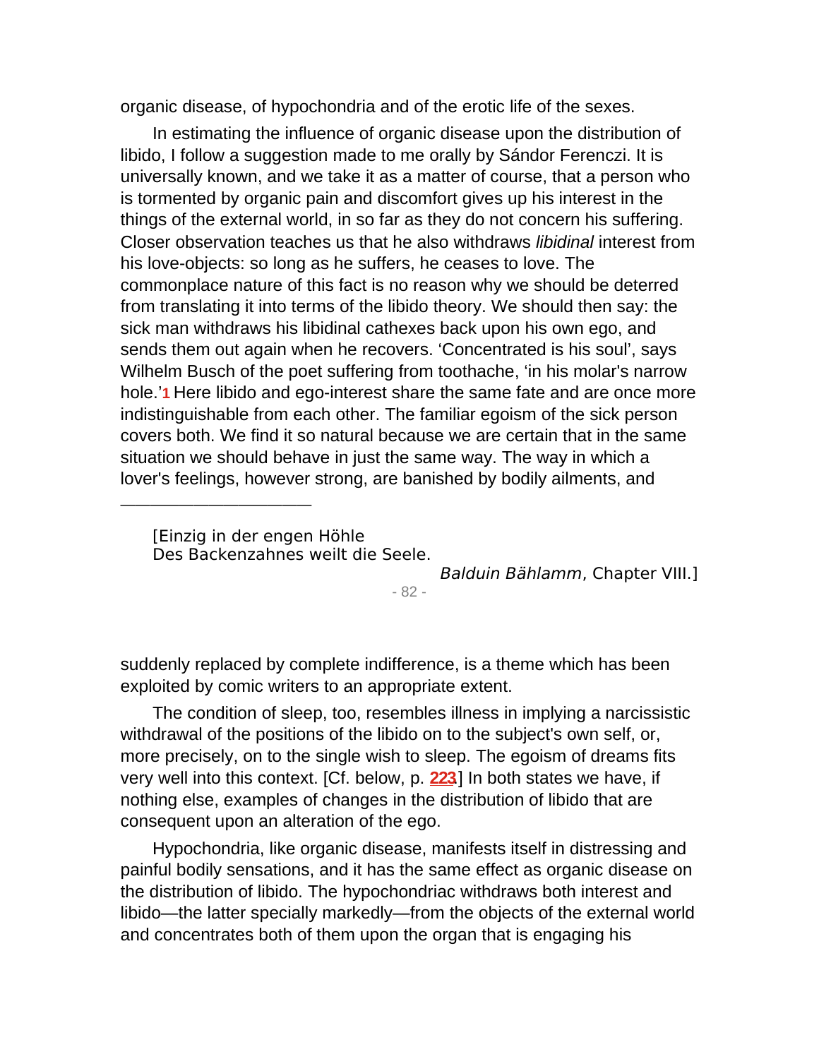organic disease, of hypochondria and of the erotic life of the sexes.

In estimating the influence of organic disease upon the distribution of libido, I follow a suggestion made to me orally by Sándor Ferenczi. It is universally known, and we take it as a matter of course, that a person who is tormented by organic pain and discomfort gives up his interest in the things of the external world, in so far as they do not concern his suffering. Closer observation teaches us that he also withdraws *libidinal* interest from his love-objects: so long as he suffers, he ceases to love. The commonplace nature of this fact is no reason why we should be deterred from translating it into terms of the libido theory. We should then say: the sick man withdraws his libidinal cathexes back upon his own ego, and sends them out again when he recovers. 'Concentrated is his soul', says Wilhelm Busch of the poet suffering from toothache, 'in his molar's narrow hole.'[1] Here libido and ego-interest share the same fate and are once more indistinguishable from each other. The familiar egoism of the sick person covers both. We find it so natural because we are certain that in the same situation we should behave in just the same way. The way in which a lover's feelings, however strong, are banished by bodily ailments, and suddenly replaced by complete indifference, is a theme which has been exploited by comic writers to an appropriate extent.

The condition of sleep, too, resembles illness in implying a narcissistic withdrawal of the positions of the libido on to the subject's own self, or, more precisely, on to the single wish to sleep. The egoism of dreams fits very well into this context. [Cf. below, p. 223] In both states we have, if nothing else, examples of changes in the distribution of libido that are consequent upon an alteration of the ego.

Hypochondria, like organic disease, manifests itself in distressing and painful bodily sensations, and it has the same effect as organic disease on the distribution of libido. The hypochondriac withdraws both interest and libido—the latter specially markedly—from the objects of the external world and concentrates both of them upon the organ that is engaging his

---

[1] [Einzig in der engen Höhle
Des Backenzahnes weilt die Seele.

*Balduin Bählamm*, Chapter VIII.]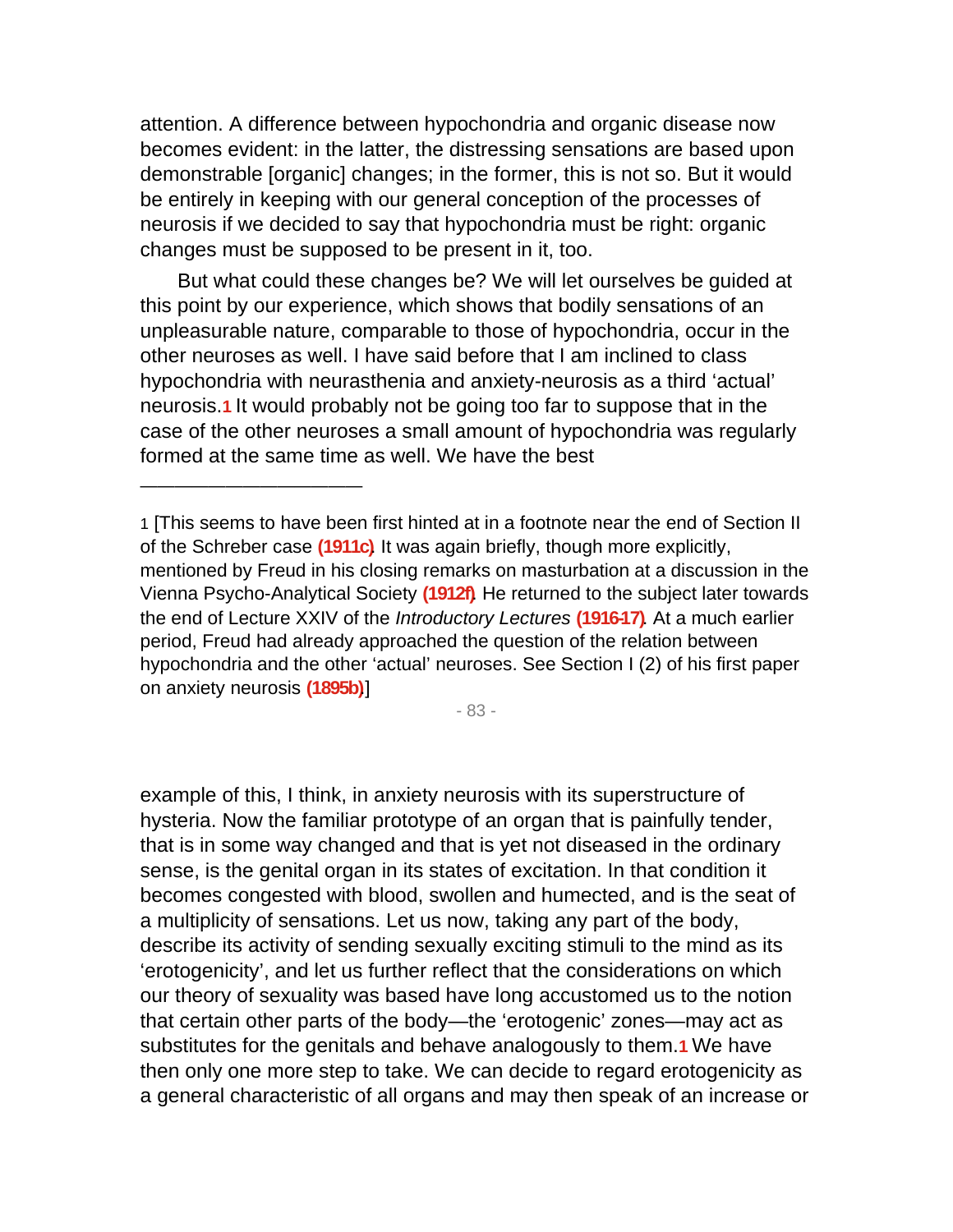attention. A difference between hypochondria and organic disease now becomes evident: in the latter, the distressing sensations are based upon demonstrable [organic] changes; in the former, this is not so. But it would be entirely in keeping with our general conception of the processes of neurosis if we decided to say that hypochondria must be right: organic changes must be supposed to be present in it, too.

But what could these changes be? We will let ourselves be guided at this point by our experience, which shows that bodily sensations of an unpleasurable nature, comparable to those of hypochondria, occur in the other neuroses as well. I have said before that I am inclined to class hypochondria with neurasthenia and anxiety-neurosis as a third 'actual' neurosis.[1] It would probably not be going too far to suppose that in the case of the other neuroses a small amount of hypochondria was regularly formed at the same time as well. We have the best

---

1 [This seems to have been first hinted at in a footnote near the end of Section II of the Schreber case (1911c). It was again briefly, though more explicitly, mentioned by Freud in his closing remarks on masturbation at a discussion in the Vienna Psycho-Analytical Society (1912f). He returned to the subject later towards the end of Lecture XXIV of the *Introductory Lectures* (1916-17). At a much earlier period, Freud had already approached the question of the relation between hypochondria and the other 'actual' neuroses. See Section I (2) of his first paper on anxiety neurosis (1895b).]

example of this, I think, in anxiety neurosis with its superstructure of hysteria. Now the familiar prototype of an organ that is painfully tender, that is in some way changed and that is yet not diseased in the ordinary sense, is the genital organ in its states of excitation. In that condition it becomes congested with blood, swollen and humected, and is the seat of a multiplicity of sensations. Let us now, taking any part of the body, describe its activity of sending sexually exciting stimuli to the mind as its 'erotogenicity', and let us further reflect that the considerations on which our theory of sexuality was based have long accustomed us to the notion that certain other parts of the body—the 'erotogenic' zones—may act as substitutes for the genitals and behave analogously to them.[1] We have then only one more step to take. We can decide to regard erotogenicity as a general characteristic of all organs and may then speak of an increase or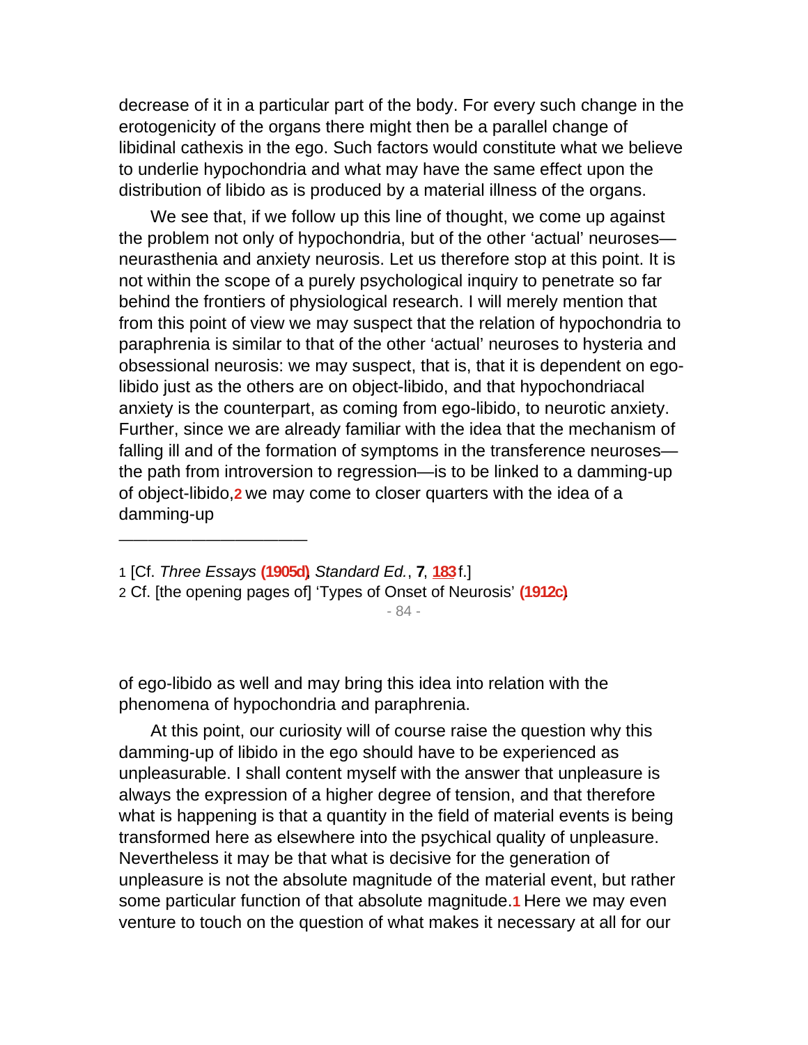decrease of it in a particular part of the body. For every such change in the erotogenicity of the organs there might then be a parallel change of libidinal cathexis in the ego. Such factors would constitute what we believe to underlie hypochondria and what may have the same effect upon the distribution of libido as is produced by a material illness of the organs.

We see that, if we follow up this line of thought, we come up against the problem not only of hypochondria, but of the other 'actual' neuroses—neurasthenia and anxiety neurosis. Let us therefore stop at this point. It is not within the scope of a purely psychological inquiry to penetrate so far behind the frontiers of physiological research. I will merely mention that from this point of view we may suspect that the relation of hypochondria to paraphrenia is similar to that of the other 'actual' neuroses to hysteria and obsessional neurosis: we may suspect, that is, that it is dependent on ego-libido just as the others are on object-libido, and that hypochondriacal anxiety is the counterpart, as coming from ego-libido, to neurotic anxiety. Further, since we are already familiar with the idea that the mechanism of falling ill and of the formation of symptoms in the transference neuroses—the path from introversion to regression—is to be linked to a damming-up of object-libido,[2] we may come to closer quarters with the idea of a damming-up of ego-libido as well and may bring this idea into relation with the phenomena of hypochondria and paraphrenia.

At this point, our curiosity will of course raise the question why this damming-up of libido in the ego should have to be experienced as unpleasurable. I shall content myself with the answer that unpleasure is always the expression of a higher degree of tension, and that therefore what is happening is that a quantity in the field of material events is being transformed here as elsewhere into the psychical quality of unpleasure. Nevertheless it may be that what is decisive for the generation of unpleasure is not the absolute magnitude of the material event, but rather some particular function of that absolute magnitude.[1] Here we may even venture to touch on the question of what makes it necessary at all for our

---

1 [Cf. *Three Essays* (1905d), *Standard Ed.*, **7**, 183 f.]

2 Cf. [the opening pages of] 'Types of Onset of Neurosis' (1912c).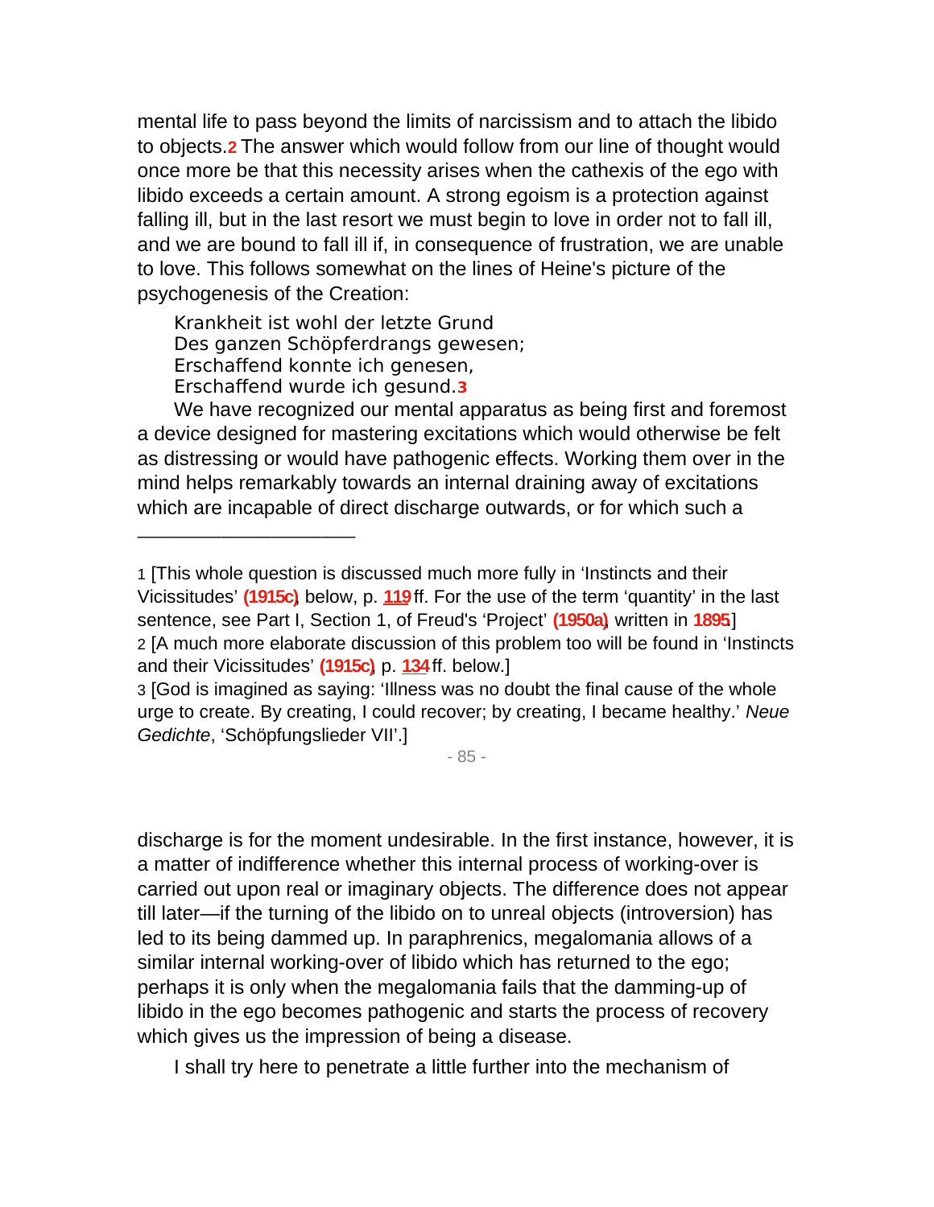mental life to pass beyond the limits of narcissism and to attach the libido to objects.[2] The answer which would follow from our line of thought would once more be that this necessity arises when the cathexis of the ego with libido exceeds a certain amount. A strong egoism is a protection against falling ill, but in the last resort we must begin to love in order not to fall ill, and we are bound to fall ill if, in consequence of frustration, we are unable to love. This follows somewhat on the lines of Heine's picture of the psychogenesis of the Creation:

> Krankheit ist wohl der letzte Grund
> Des ganzen Schöpferdrangs gewesen;
> Erschaffend konnte ich genesen,
> Erschaffend wurde ich gesund.[3]

We have recognized our mental apparatus as being first and foremost a device designed for mastering excitations which would otherwise be felt as distressing or would have pathogenic effects. Working them over in the mind helps remarkably towards an internal draining away of excitations which are incapable of direct discharge outwards, or for which such a discharge is for the moment undesirable. In the first instance, however, it is a matter of indifference whether this internal process of working-over is carried out upon real or imaginary objects. The difference does not appear till later—if the turning of the libido on to unreal objects (introversion) has led to its being dammed up. In paraphrenics, megalomania allows of a similar internal working-over of libido which has returned to the ego; perhaps it is only when the megalomania fails that the damming-up of libido in the ego becomes pathogenic and starts the process of recovery which gives us the impression of being a disease.

I shall try here to penetrate a little further into the mechanism of

---

1 [This whole question is discussed much more fully in 'Instincts and their Vicissitudes' (1915c), below, p. 119 ff. For the use of the term 'quantity' in the last sentence, see Part I, Section 1, of Freud's 'Project' (1950a), written in 1895.]

2 [A much more elaborate discussion of this problem too will be found in 'Instincts and their Vicissitudes' (1915c), p. 134 ff. below.]

3 [God is imagined as saying: 'Illness was no doubt the final cause of the whole urge to create. By creating, I could recover; by creating, I became healthy.' *Neue Gedichte*, 'Schöpfungslieder VII'.]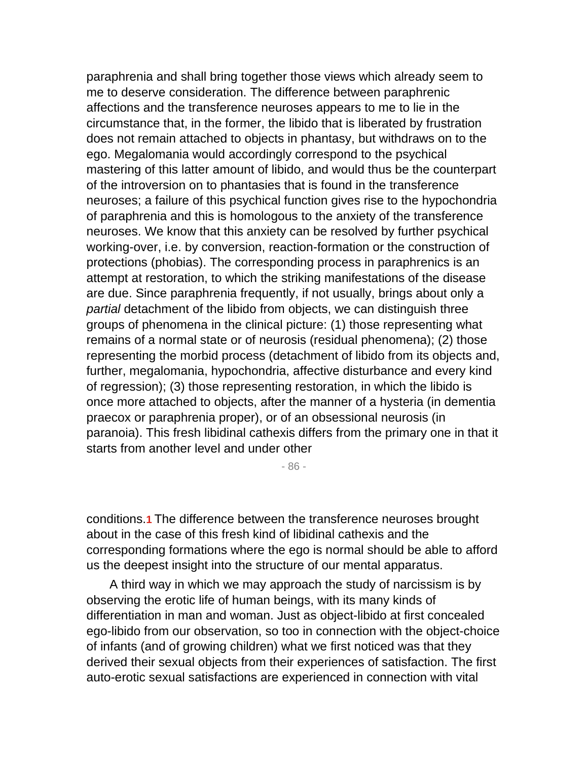paraphrenia and shall bring together those views which already seem to me to deserve consideration. The difference between paraphrenic affections and the transference neuroses appears to me to lie in the circumstance that, in the former, the libido that is liberated by frustration does not remain attached to objects in phantasy, but withdraws on to the ego. Megalomania would accordingly correspond to the psychical mastering of this latter amount of libido, and would thus be the counterpart of the introversion on to phantasies that is found in the transference neuroses; a failure of this psychical function gives rise to the hypochondria of paraphrenia and this is homologous to the anxiety of the transference neuroses. We know that this anxiety can be resolved by further psychical working-over, i.e. by conversion, reaction-formation or the construction of protections (phobias). The corresponding process in paraphrenics is an attempt at restoration, to which the striking manifestations of the disease are due. Since paraphrenia frequently, if not usually, brings about only a *partial* detachment of the libido from objects, we can distinguish three groups of phenomena in the clinical picture: (1) those representing what remains of a normal state or of neurosis (residual phenomena); (2) those representing the morbid process (detachment of libido from its objects and, further, megalomania, hypochondria, affective disturbance and every kind of regression); (3) those representing restoration, in which the libido is once more attached to objects, after the manner of a hysteria (in dementia praecox or paraphrenia proper), or of an obsessional neurosis (in paranoia). This fresh libidinal cathexis differs from the primary one in that it starts from another level and under other conditions.[1] The difference between the transference neuroses brought about in the case of this fresh kind of libidinal cathexis and the corresponding formations where the ego is normal should be able to afford us the deepest insight into the structure of our mental apparatus.

A third way in which we may approach the study of narcissism is by observing the erotic life of human beings, with its many kinds of differentiation in man and woman. Just as object-libido at first concealed ego-libido from our observation, so too in connection with the object-choice of infants (and of growing children) what we first noticed was that they derived their sexual objects from their experiences of satisfaction. The first auto-erotic sexual satisfactions are experienced in connection with vital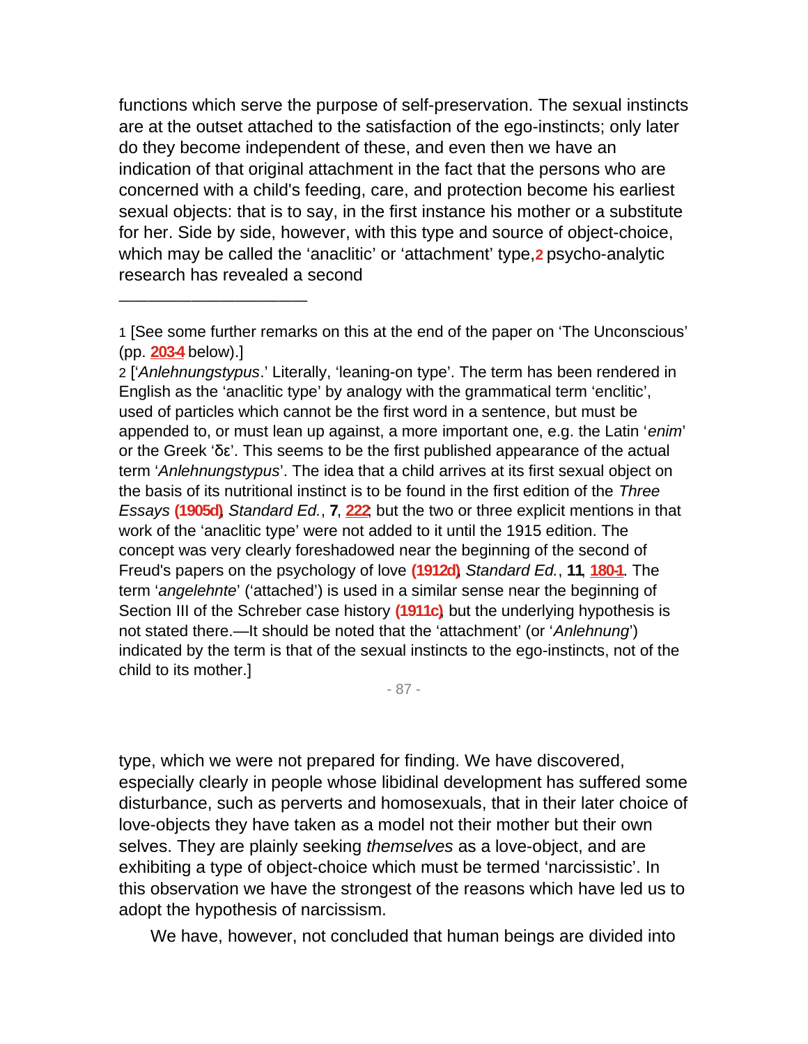functions which serve the purpose of self-preservation. The sexual instincts are at the outset attached to the satisfaction of the ego-instincts; only later do they become independent of these, and even then we have an indication of that original attachment in the fact that the persons who are concerned with a child's feeding, care, and protection become his earliest sexual objects: that is to say, in the first instance his mother or a substitute for her. Side by side, however, with this type and source of object-choice, which may be called the 'anaclitic' or 'attachment' type,[2] psycho-analytic research has revealed a second

---

1 [See some further remarks on this at the end of the paper on 'The Unconscious' (pp. 203-4 below).]

2 ['*Anlehnungstypus*.' Literally, 'leaning-on type'. The term has been rendered in English as the 'anaclitic type' by analogy with the grammatical term 'enclitic', used of particles which cannot be the first word in a sentence, but must be appended to, or must lean up against, a more important one, e.g. the Latin '*enim*' or the Greek 'δε'. This seems to be the first published appearance of the actual term '*Anlehnungstypus*'. The idea that a child arrives at its first sexual object on the basis of its nutritional instinct is to be found in the first edition of the *Three Essays* (1905d), *Standard Ed.*, **7**, 222; but the two or three explicit mentions in that work of the 'anaclitic type' were not added to it until the 1915 edition. The concept was very clearly foreshadowed near the beginning of the second of Freud's papers on the psychology of love (1912d), *Standard Ed.*, **11**, 180-1. The term '*angelehnte*' ('attached') is used in a similar sense near the beginning of Section III of the Schreber case history (1911c), but the underlying hypothesis is not stated there.—It should be noted that the 'attachment' (or '*Anlehnung*') indicated by the term is that of the sexual instincts to the ego-instincts, not of the child to its mother.]

type, which we were not prepared for finding. We have discovered, especially clearly in people whose libidinal development has suffered some disturbance, such as perverts and homosexuals, that in their later choice of love-objects they have taken as a model not their mother but their own selves. They are plainly seeking *themselves* as a love-object, and are exhibiting a type of object-choice which must be termed 'narcissistic'. In this observation we have the strongest of the reasons which have led us to adopt the hypothesis of narcissism.

We have, however, not concluded that human beings are divided into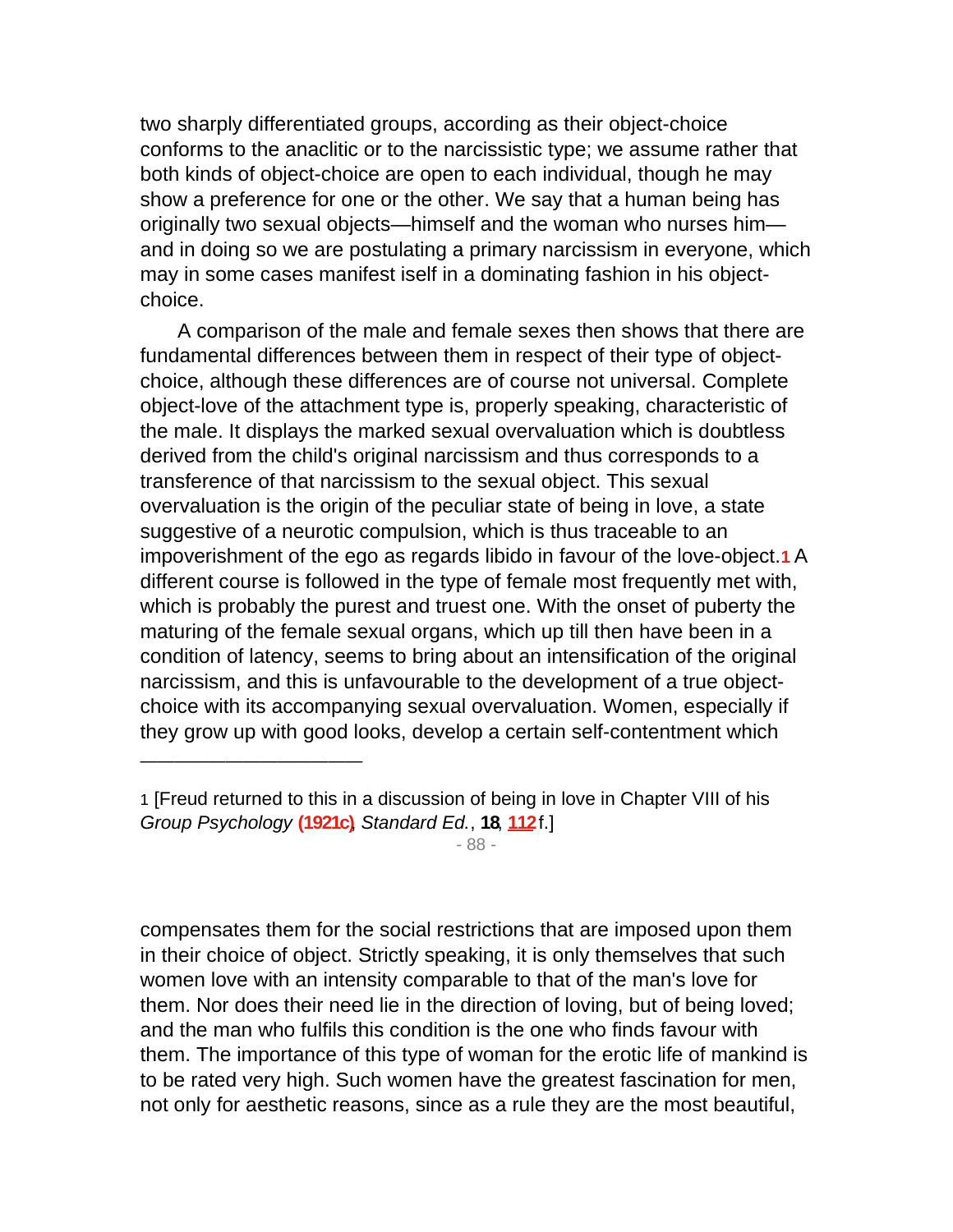two sharply differentiated groups, according as their object-choice conforms to the anaclitic or to the narcissistic type; we assume rather that both kinds of object-choice are open to each individual, though he may show a preference for one or the other. We say that a human being has originally two sexual objects—himself and the woman who nurses him—and in doing so we are postulating a primary narcissism in everyone, which may in some cases manifest iself in a dominating fashion in his object-choice.

A comparison of the male and female sexes then shows that there are fundamental differences between them in respect of their type of object-choice, although these differences are of course not universal. Complete object-love of the attachment type is, properly speaking, characteristic of the male. It displays the marked sexual overvaluation which is doubtless derived from the child's original narcissism and thus corresponds to a transference of that narcissism to the sexual object. This sexual overvaluation is the origin of the peculiar state of being in love, a state suggestive of a neurotic compulsion, which is thus traceable to an impoverishment of the ego as regards libido in favour of the love-object.[1] A different course is followed in the type of female most frequently met with, which is probably the purest and truest one. With the onset of puberty the maturing of the female sexual organs, which up till then have been in a condition of latency, seems to bring about an intensification of the original narcissism, and this is unfavourable to the development of a true object-choice with its accompanying sexual overvaluation. Women, especially if they grow up with good looks, develop a certain self-contentment which compensates them for the social restrictions that are imposed upon them in their choice of object. Strictly speaking, it is only themselves that such women love with an intensity comparable to that of the man's love for them. Nor does their need lie in the direction of loving, but of being loved; and the man who fulfils this condition is the one who finds favour with them. The importance of this type of woman for the erotic life of mankind is to be rated very high. Such women have the greatest fascination for men, not only for aesthetic reasons, since as a rule they are the most beautiful,

---

1 [Freud returned to this in a discussion of being in love in Chapter VIII of his *Group Psychology* (1921c), *Standard Ed.*, **18**, 112 f.]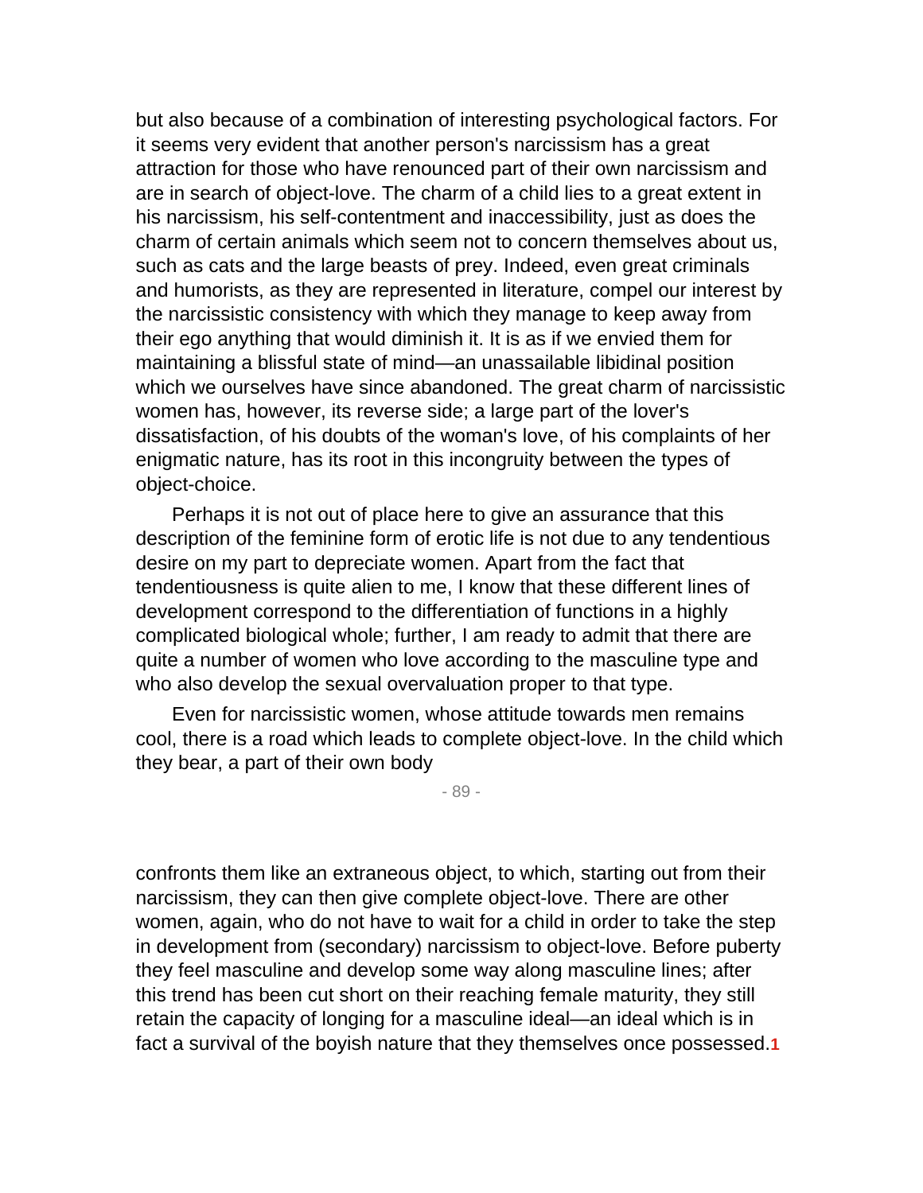but also because of a combination of interesting psychological factors. For it seems very evident that another person's narcissism has a great attraction for those who have renounced part of their own narcissism and are in search of object-love. The charm of a child lies to a great extent in his narcissism, his self-contentment and inaccessibility, just as does the charm of certain animals which seem not to concern themselves about us, such as cats and the large beasts of prey. Indeed, even great criminals and humorists, as they are represented in literature, compel our interest by the narcissistic consistency with which they manage to keep away from their ego anything that would diminish it. It is as if we envied them for maintaining a blissful state of mind—an unassailable libidinal position which we ourselves have since abandoned. The great charm of narcissistic women has, however, its reverse side; a large part of the lover's dissatisfaction, of his doubts of the woman's love, of his complaints of her enigmatic nature, has its root in this incongruity between the types of object-choice.

Perhaps it is not out of place here to give an assurance that this description of the feminine form of erotic life is not due to any tendentious desire on my part to depreciate women. Apart from the fact that tendentiousness is quite alien to me, I know that these different lines of development correspond to the differentiation of functions in a highly complicated biological whole; further, I am ready to admit that there are quite a number of women who love according to the masculine type and who also develop the sexual overvaluation proper to that type.

Even for narcissistic women, whose attitude towards men remains cool, there is a road which leads to complete object-love. In the child which they bear, a part of their own body confronts them like an extraneous object, to which, starting out from their narcissism, they can then give complete object-love. There are other women, again, who do not have to wait for a child in order to take the step in development from (secondary) narcissism to object-love. Before puberty they feel masculine and develop some way along masculine lines; after this trend has been cut short on their reaching female maturity, they still retain the capacity of longing for a masculine ideal—an ideal which is in fact a survival of the boyish nature that they themselves once possessed.[1]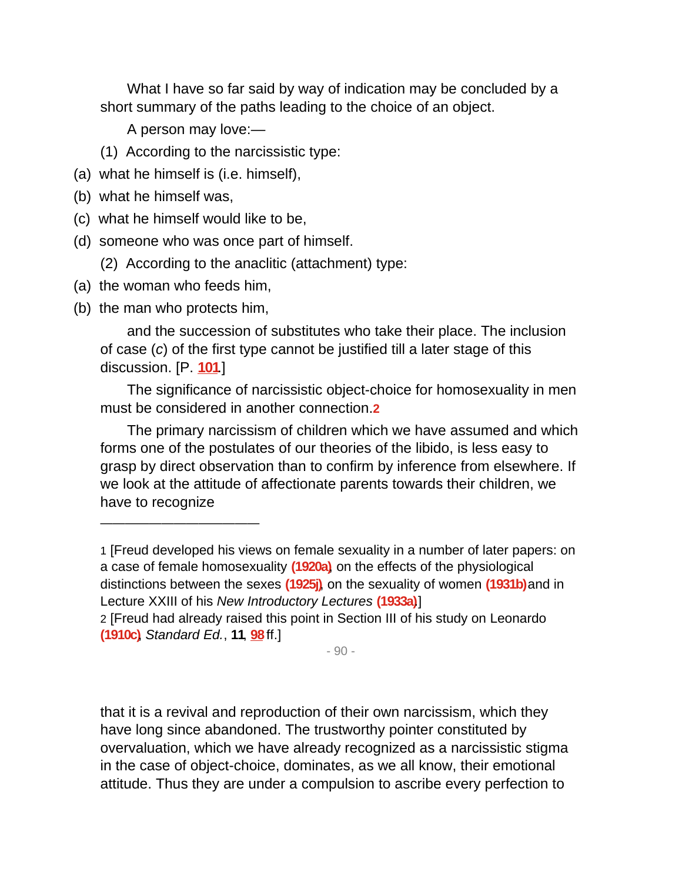What I have so far said by way of indication may be concluded by a short summary of the paths leading to the choice of an object.

A person may love:—

(1) According to the narcissistic type:

(a) what he himself is (i.e. himself),

(b) what he himself was,

(c) what he himself would like to be,

(d) someone who was once part of himself.

(2) According to the anaclitic (attachment) type:

(a) the woman who feeds him,

(b) the man who protects him,

and the succession of substitutes who take their place. The inclusion of case (*c*) of the first type cannot be justified till a later stage of this discussion. [P. **101**.]

The significance of narcissistic object-choice for homosexuality in men must be considered in another connection.[2]

The primary narcissism of children which we have assumed and which forms one of the postulates of our theories of the libido, is less easy to grasp by direct observation than to confirm by inference from elsewhere. If we look at the attitude of affectionate parents towards their children, we have to recognize that it is a revival and reproduction of their own narcissism, which they have long since abandoned. The trustworthy pointer constituted by overvaluation, which we have already recognized as a narcissistic stigma in the case of object-choice, dominates, as we all know, their emotional attitude. Thus they are under a compulsion to ascribe every perfection to

---

1 [Freud developed his views on female sexuality in a number of later papers: on a case of female homosexuality **(1920a)**, on the effects of the physiological distinctions between the sexes **(1925j)**, on the sexuality of women **(1931b)** and in Lecture XXIII of his *New Introductory Lectures* **(1933a)**.]

2 [Freud had already raised this point in Section III of his study on Leonardo **(1910c)**, *Standard Ed.*, **11**, **98** ff.]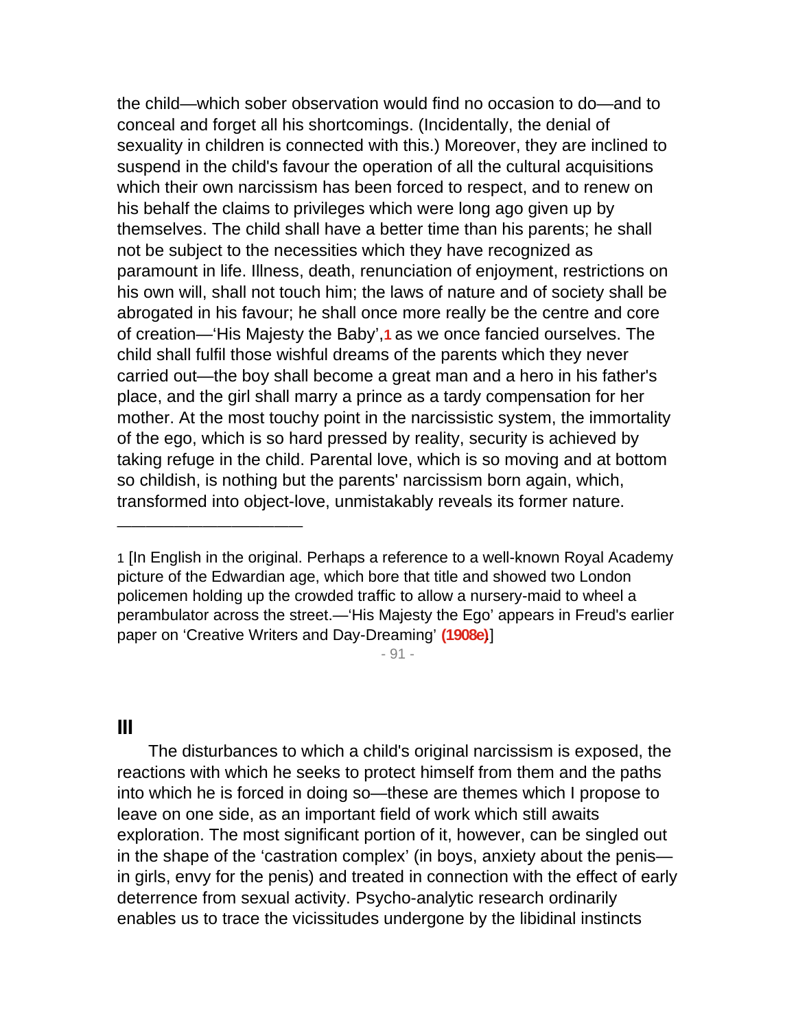the child—which sober observation would find no occasion to do—and to conceal and forget all his shortcomings. (Incidentally, the denial of sexuality in children is connected with this.) Moreover, they are inclined to suspend in the child's favour the operation of all the cultural acquisitions which their own narcissism has been forced to respect, and to renew on his behalf the claims to privileges which were long ago given up by themselves. The child shall have a better time than his parents; he shall not be subject to the necessities which they have recognized as paramount in life. Illness, death, renunciation of enjoyment, restrictions on his own will, shall not touch him; the laws of nature and of society shall be abrogated in his favour; he shall once more really be the centre and core of creation—'His Majesty the Baby',[1] as we once fancied ourselves. The child shall fulfil those wishful dreams of the parents which they never carried out—the boy shall become a great man and a hero in his father's place, and the girl shall marry a prince as a tardy compensation for her mother. At the most touchy point in the narcissistic system, the immortality of the ego, which is so hard pressed by reality, security is achieved by taking refuge in the child. Parental love, which is so moving and at bottom so childish, is nothing but the parents' narcissism born again, which, transformed into object-love, unmistakably reveals its former nature.

———————————

1 [In English in the original. Perhaps a reference to a well-known Royal Academy picture of the Edwardian age, which bore that title and showed two London policemen holding up the crowded traffic to allow a nursery-maid to wheel a perambulator across the street.—'His Majesty the Ego' appears in Freud's earlier paper on 'Creative Writers and Day-Dreaming' (1908e).]

## III

The disturbances to which a child's original narcissism is exposed, the reactions with which he seeks to protect himself from them and the paths into which he is forced in doing so—these are themes which I propose to leave on one side, as an important field of work which still awaits exploration. The most significant portion of it, however, can be singled out in the shape of the 'castration complex' (in boys, anxiety about the penis—in girls, envy for the penis) and treated in connection with the effect of early deterrence from sexual activity. Psycho-analytic research ordinarily enables us to trace the vicissitudes undergone by the libidinal instincts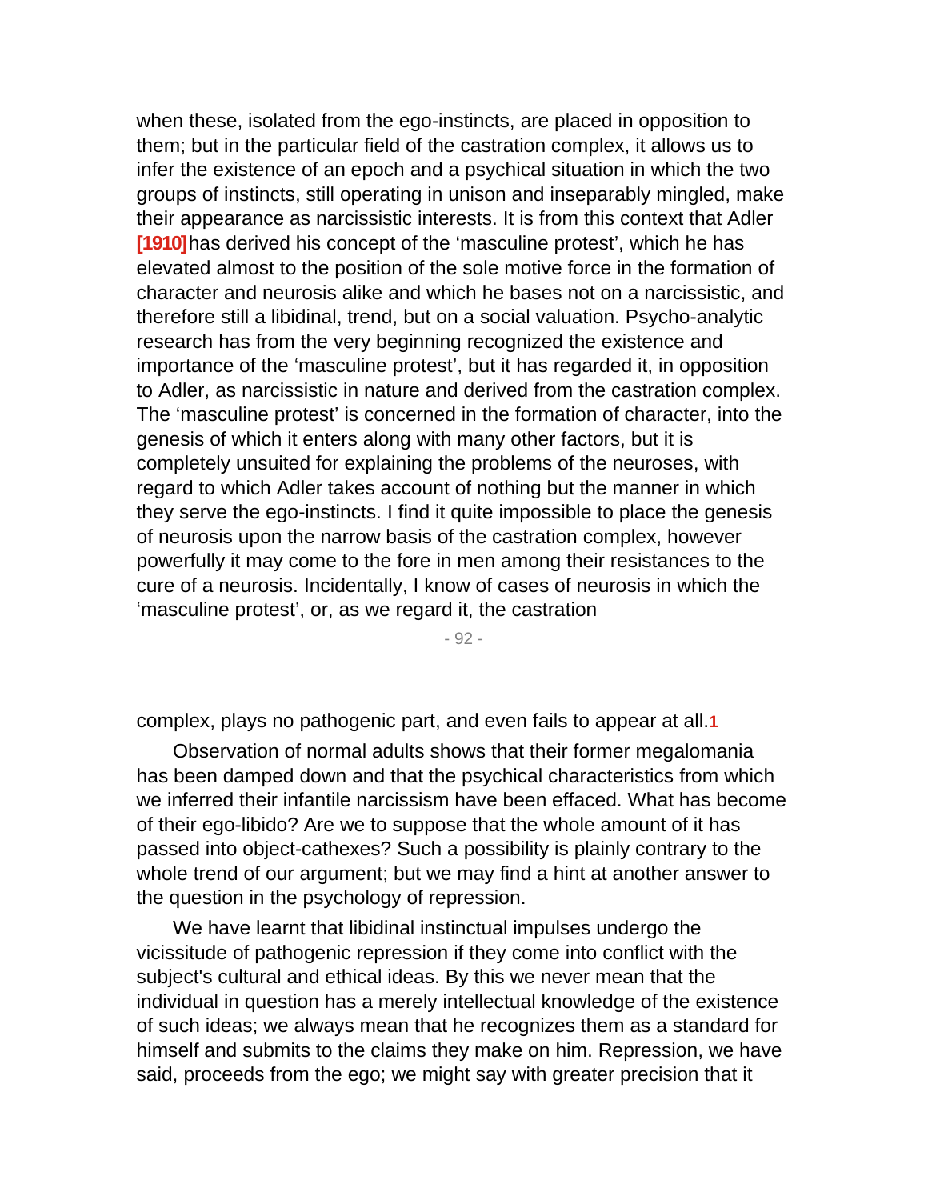when these, isolated from the ego-instincts, are placed in opposition to them; but in the particular field of the castration complex, it allows us to infer the existence of an epoch and a psychical situation in which the two groups of instincts, still operating in unison and inseparably mingled, make their appearance as narcissistic interests. It is from this context that Adler [1910] has derived his concept of the 'masculine protest', which he has elevated almost to the position of the sole motive force in the formation of character and neurosis alike and which he bases not on a narcissistic, and therefore still a libidinal, trend, but on a social valuation. Psycho-analytic research has from the very beginning recognized the existence and importance of the 'masculine protest', but it has regarded it, in opposition to Adler, as narcissistic in nature and derived from the castration complex. The 'masculine protest' is concerned in the formation of character, into the genesis of which it enters along with many other factors, but it is completely unsuited for explaining the problems of the neuroses, with regard to which Adler takes account of nothing but the manner in which they serve the ego-instincts. I find it quite impossible to place the genesis of neurosis upon the narrow basis of the castration complex, however powerfully it may come to the fore in men among their resistances to the cure of a neurosis. Incidentally, I know of cases of neurosis in which the 'masculine protest', or, as we regard it, the castration complex, plays no pathogenic part, and even fails to appear at all.[1]

Observation of normal adults shows that their former megalomania has been damped down and that the psychical characteristics from which we inferred their infantile narcissism have been effaced. What has become of their ego-libido? Are we to suppose that the whole amount of it has passed into object-cathexes? Such a possibility is plainly contrary to the whole trend of our argument; but we may find a hint at another answer to the question in the psychology of repression.

We have learnt that libidinal instinctual impulses undergo the vicissitude of pathogenic repression if they come into conflict with the subject's cultural and ethical ideas. By this we never mean that the individual in question has a merely intellectual knowledge of the existence of such ideas; we always mean that he recognizes them as a standard for himself and submits to the claims they make on him. Repression, we have said, proceeds from the ego; we might say with greater precision that it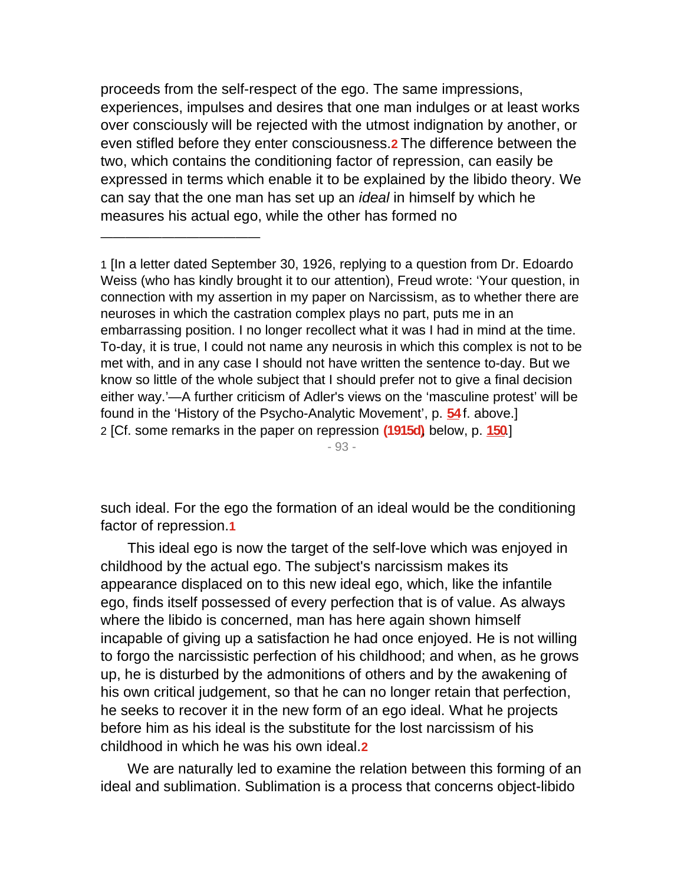proceeds from the self-respect of the ego. The same impressions, experiences, impulses and desires that one man indulges or at least works over consciously will be rejected with the utmost indignation by another, or even stifled before they enter consciousness.[2] The difference between the two, which contains the conditioning factor of repression, can easily be expressed in terms which enable it to be explained by the libido theory. We can say that the one man has set up an *ideal* in himself by which he measures his actual ego, while the other has formed no

---

1 [In a letter dated September 30, 1926, replying to a question from Dr. Edoardo Weiss (who has kindly brought it to our attention), Freud wrote: 'Your question, in connection with my assertion in my paper on Narcissism, as to whether there are neuroses in which the castration complex plays no part, puts me in an embarrassing position. I no longer recollect what it was I had in mind at the time. To-day, it is true, I could not name any neurosis in which this complex is not to be met with, and in any case I should not have written the sentence to-day. But we know so little of the whole subject that I should prefer not to give a final decision either way.'—A further criticism of Adler's views on the 'masculine protest' will be found in the 'History of the Psycho-Analytic Movement', p. 54 f. above.]

2 [Cf. some remarks in the paper on repression (1915d), below, p. 150.]

such ideal. For the ego the formation of an ideal would be the conditioning factor of repression.[1]

This ideal ego is now the target of the self-love which was enjoyed in childhood by the actual ego. The subject's narcissism makes its appearance displaced on to this new ideal ego, which, like the infantile ego, finds itself possessed of every perfection that is of value. As always where the libido is concerned, man has here again shown himself incapable of giving up a satisfaction he had once enjoyed. He is not willing to forgo the narcissistic perfection of his childhood; and when, as he grows up, he is disturbed by the admonitions of others and by the awakening of his own critical judgement, so that he can no longer retain that perfection, he seeks to recover it in the new form of an ego ideal. What he projects before him as his ideal is the substitute for the lost narcissism of his childhood in which he was his own ideal.[2]

We are naturally led to examine the relation between this forming of an ideal and sublimation. Sublimation is a process that concerns object-libido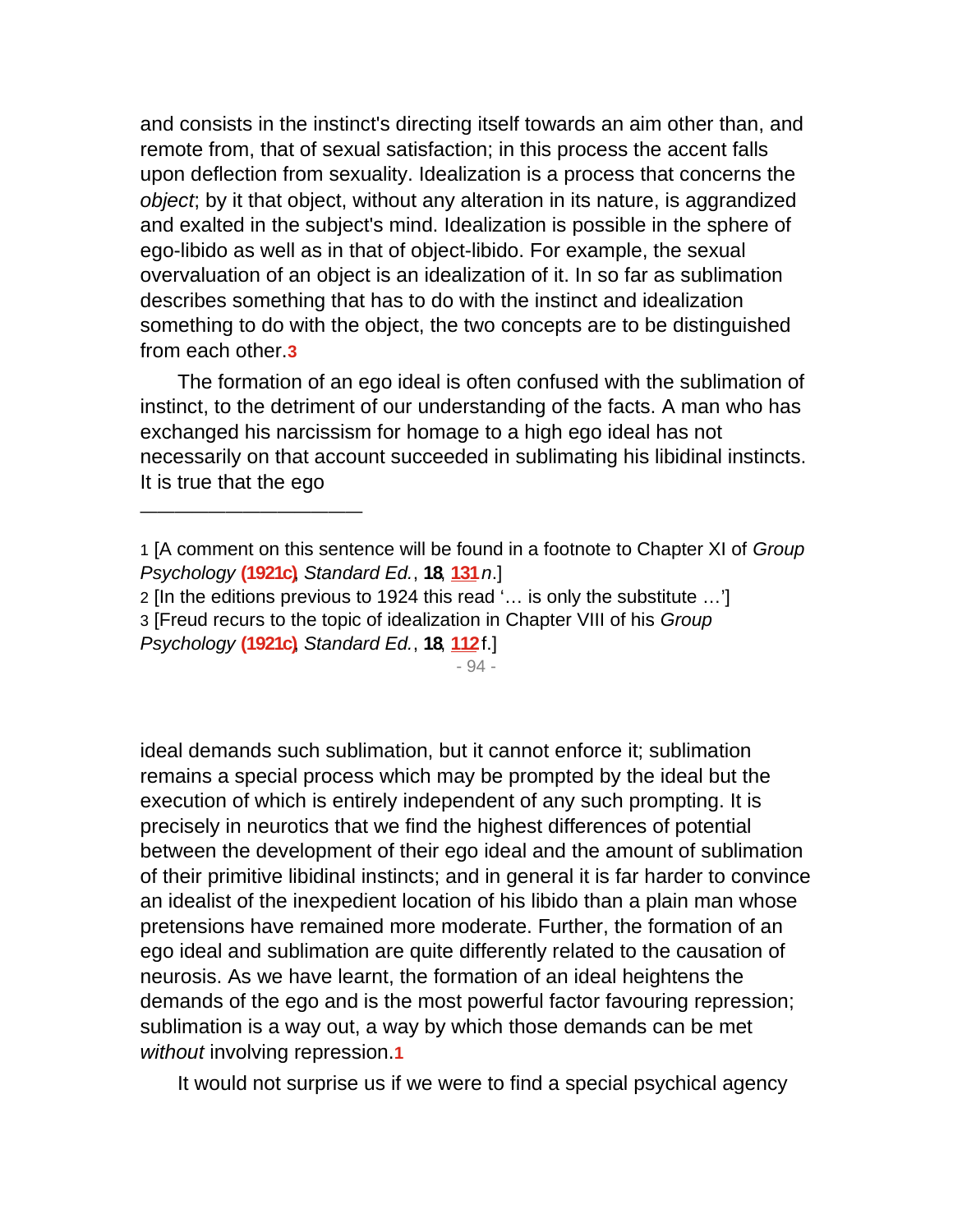and consists in the instinct's directing itself towards an aim other than, and remote from, that of sexual satisfaction; in this process the accent falls upon deflection from sexuality. Idealization is a process that concerns the *object*; by it that object, without any alteration in its nature, is aggrandized and exalted in the subject's mind. Idealization is possible in the sphere of ego-libido as well as in that of object-libido. For example, the sexual overvaluation of an object is an idealization of it. In so far as sublimation describes something that has to do with the instinct and idealization something to do with the object, the two concepts are to be distinguished from each other.[3]

The formation of an ego ideal is often confused with the sublimation of instinct, to the detriment of our understanding of the facts. A man who has exchanged his narcissism for homage to a high ego ideal has not necessarily on that account succeeded in sublimating his libidinal instincts. It is true that the ego ideal demands such sublimation, but it cannot enforce it; sublimation remains a special process which may be prompted by the ideal but the execution of which is entirely independent of any such prompting. It is precisely in neurotics that we find the highest differences of potential between the development of their ego ideal and the amount of sublimation of their primitive libidinal instincts; and in general it is far harder to convince an idealist of the inexpedient location of his libido than a plain man whose pretensions have remained more moderate. Further, the formation of an ego ideal and sublimation are quite differently related to the causation of neurosis. As we have learnt, the formation of an ideal heightens the demands of the ego and is the most powerful factor favouring repression; sublimation is a way out, a way by which those demands can be met *without* involving repression.[1]

It would not surprise us if we were to find a special psychical agency

---

1 [A comment on this sentence will be found in a footnote to Chapter XI of *Group Psychology* (1921c), *Standard Ed.*, **18**, 131 *n*.]

2 [In the editions previous to 1924 this read '… is only the substitute …']

3 [Freud recurs to the topic of idealization in Chapter VIII of his *Group Psychology* (1921c), *Standard Ed.*, **18**, 112 f.]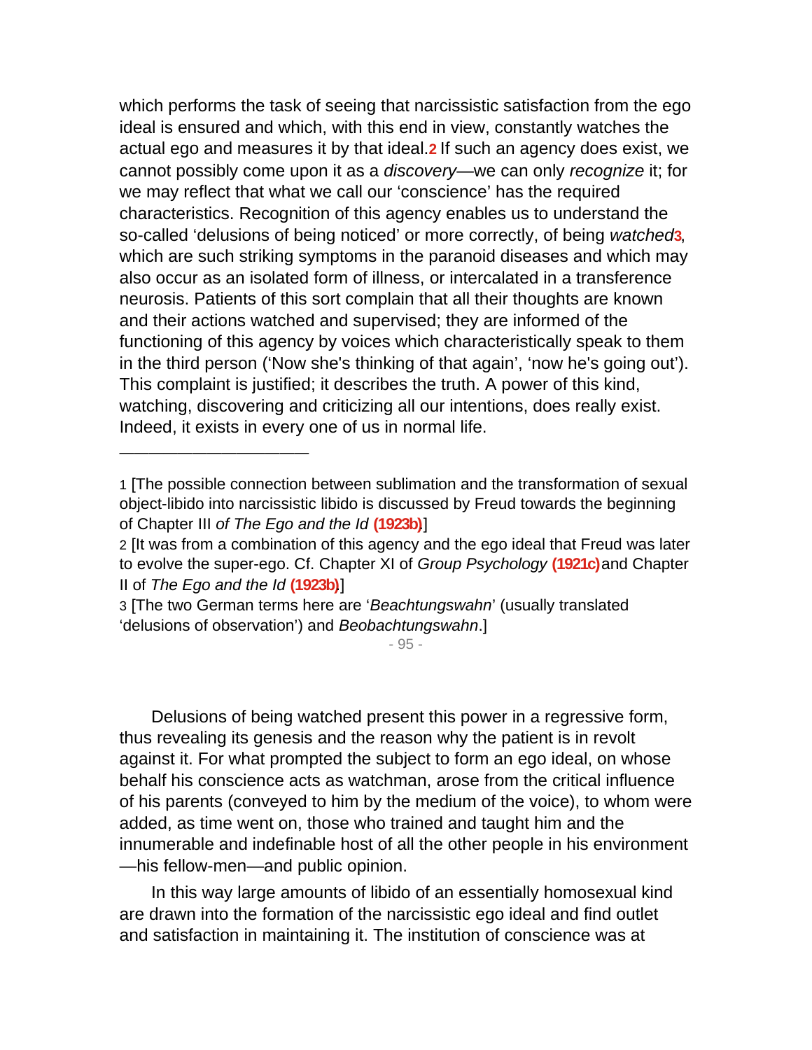which performs the task of seeing that narcissistic satisfaction from the ego ideal is ensured and which, with this end in view, constantly watches the actual ego and measures it by that ideal.[2] If such an agency does exist, we cannot possibly come upon it as a *discovery*—we can only *recognize* it; for we may reflect that what we call our 'conscience' has the required characteristics. Recognition of this agency enables us to understand the so-called 'delusions of being noticed' or more correctly, of being *watched*[3], which are such striking symptoms in the paranoid diseases and which may also occur as an isolated form of illness, or intercalated in a transference neurosis. Patients of this sort complain that all their thoughts are known and their actions watched and supervised; they are informed of the functioning of this agency by voices which characteristically speak to them in the third person ('Now she's thinking of that again', 'now he's going out'). This complaint is justified; it describes the truth. A power of this kind, watching, discovering and criticizing all our intentions, does really exist. Indeed, it exists in every one of us in normal life.

---

1 [The possible connection between sublimation and the transformation of sexual object-libido into narcissistic libido is discussed by Freud towards the beginning of Chapter III *of The Ego and the Id* **(1923b)**]

2 [It was from a combination of this agency and the ego ideal that Freud was later to evolve the super-ego. Cf. Chapter XI of *Group Psychology* **(1921c)** and Chapter II of *The Ego and the Id* **(1923b)**]

3 [The two German terms here are '*Beachtungswahn*' (usually translated 'delusions of observation') and *Beobachtungswahn*.]

Delusions of being watched present this power in a regressive form, thus revealing its genesis and the reason why the patient is in revolt against it. For what prompted the subject to form an ego ideal, on whose behalf his conscience acts as watchman, arose from the critical influence of his parents (conveyed to him by the medium of the voice), to whom were added, as time went on, those who trained and taught him and the innumerable and indefinable host of all the other people in his environment—his fellow-men—and public opinion.

In this way large amounts of libido of an essentially homosexual kind are drawn into the formation of the narcissistic ego ideal and find outlet and satisfaction in maintaining it. The institution of conscience was at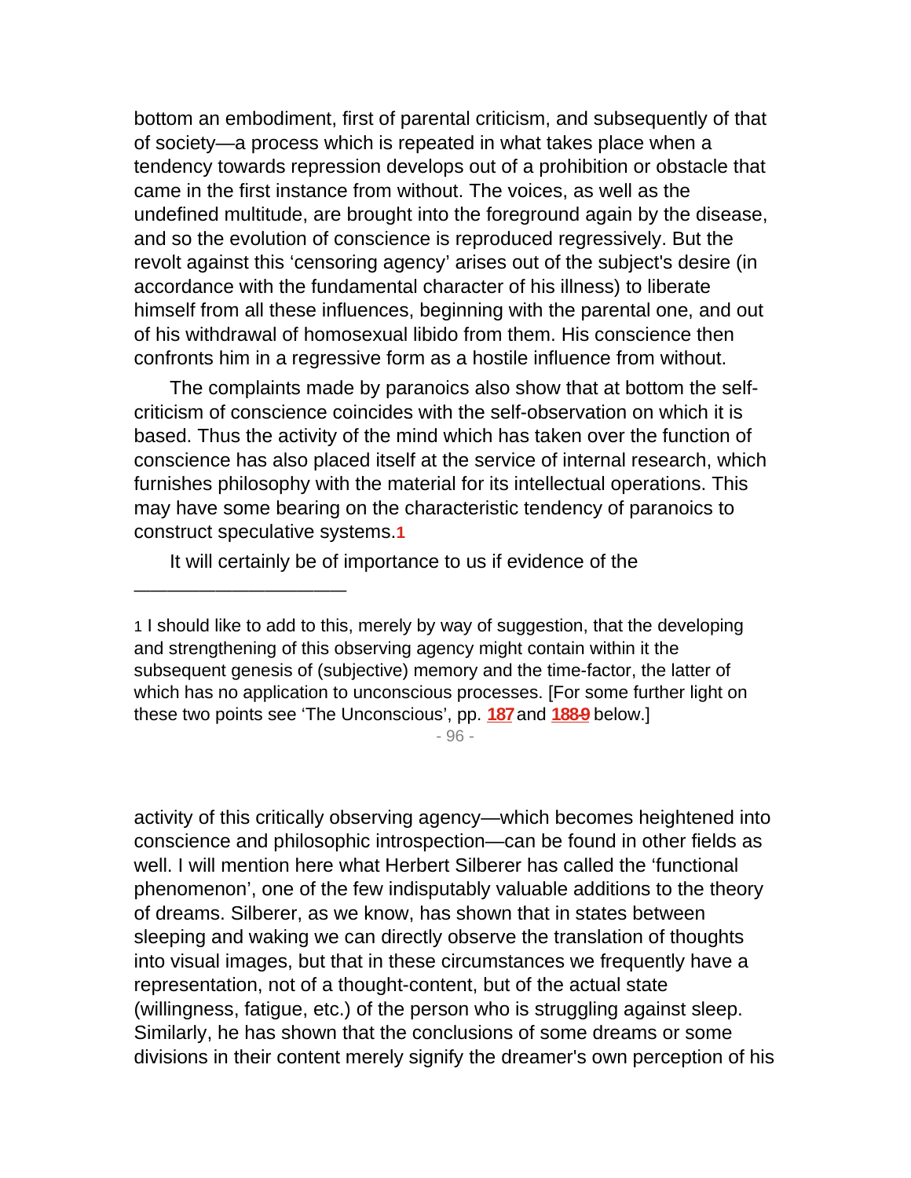bottom an embodiment, first of parental criticism, and subsequently of that of society—a process which is repeated in what takes place when a tendency towards repression develops out of a prohibition or obstacle that came in the first instance from without. The voices, as well as the undefined multitude, are brought into the foreground again by the disease, and so the evolution of conscience is reproduced regressively. But the revolt against this 'censoring agency' arises out of the subject's desire (in accordance with the fundamental character of his illness) to liberate himself from all these influences, beginning with the parental one, and out of his withdrawal of homosexual libido from them. His conscience then confronts him in a regressive form as a hostile influence from without.

The complaints made by paranoics also show that at bottom the self-criticism of conscience coincides with the self-observation on which it is based. Thus the activity of the mind which has taken over the function of conscience has also placed itself at the service of internal research, which furnishes philosophy with the material for its intellectual operations. This may have some bearing on the characteristic tendency of paranoics to construct speculative systems.[1]

It will certainly be of importance to us if evidence of the activity of this critically observing agency—which becomes heightened into conscience and philosophic introspection—can be found in other fields as well. I will mention here what Herbert Silberer has called the 'functional phenomenon', one of the few indisputably valuable additions to the theory of dreams. Silberer, as we know, has shown that in states between sleeping and waking we can directly observe the translation of thoughts into visual images, but that in these circumstances we frequently have a representation, not of a thought-content, but of the actual state (willingness, fatigue, etc.) of the person who is struggling against sleep. Similarly, he has shown that the conclusions of some dreams or some divisions in their content merely signify the dreamer's own perception of his

---

[1] I should like to add to this, merely by way of suggestion, that the developing and strengthening of this observing agency might contain within it the subsequent genesis of (subjective) memory and the time-factor, the latter of which has no application to unconscious processes. [For some further light on these two points see 'The Unconscious', pp. 187 and 188-9 below.]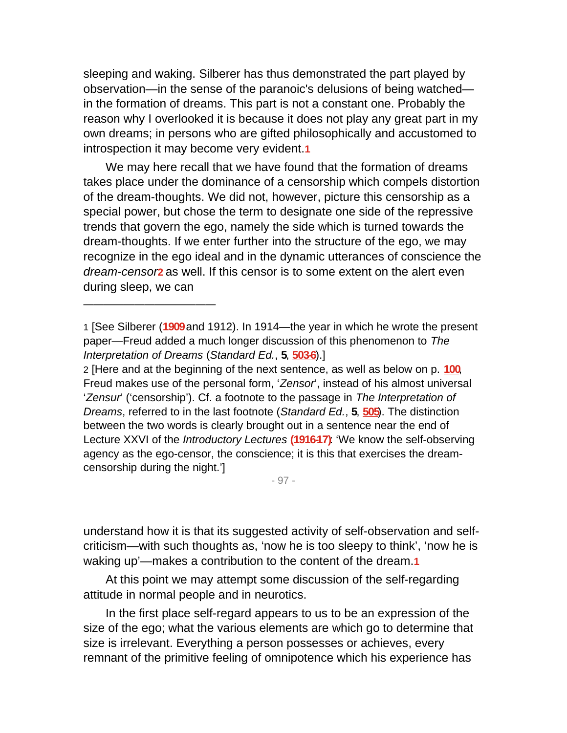sleeping and waking. Silberer has thus demonstrated the part played by observation—in the sense of the paranoic's delusions of being watched—in the formation of dreams. This part is not a constant one. Probably the reason why I overlooked it is because it does not play any great part in my own dreams; in persons who are gifted philosophically and accustomed to introspection it may become very evident.[1]

We may here recall that we have found that the formation of dreams takes place under the dominance of a censorship which compels distortion of the dream-thoughts. We did not, however, picture this censorship as a special power, but chose the term to designate one side of the repressive trends that govern the ego, namely the side which is turned towards the dream-thoughts. If we enter further into the structure of the ego, we may recognize in the ego ideal and in the dynamic utterances of conscience the *dream-censor*[2] as well. If this censor is to some extent on the alert even during sleep, we can

———————————

1 [See Silberer (1909 and 1912). In 1914—the year in which he wrote the present paper—Freud added a much longer discussion of this phenomenon to *The Interpretation of Dreams* (*Standard Ed.*, **5**, 503-6).]

2 [Here and at the beginning of the next sentence, as well as below on p. 100, Freud makes use of the personal form, '*Zensor*', instead of his almost universal '*Zensur*' ('censorship'). Cf. a footnote to the passage in *The Interpretation of Dreams*, referred to in the last footnote (*Standard Ed.*, **5**, 505). The distinction between the two words is clearly brought out in a sentence near the end of Lecture XXVI of the *Introductory Lectures* (1916-17): 'We know the self-observing agency as the ego-censor, the conscience; it is this that exercises the dream-censorship during the night.']

understand how it is that its suggested activity of self-observation and self-criticism—with such thoughts as, 'now he is too sleepy to think', 'now he is waking up'—makes a contribution to the content of the dream.[1]

At this point we may attempt some discussion of the self-regarding attitude in normal people and in neurotics.

In the first place self-regard appears to us to be an expression of the size of the ego; what the various elements are which go to determine that size is irrelevant. Everything a person possesses or achieves, every remnant of the primitive feeling of omnipotence which his experience has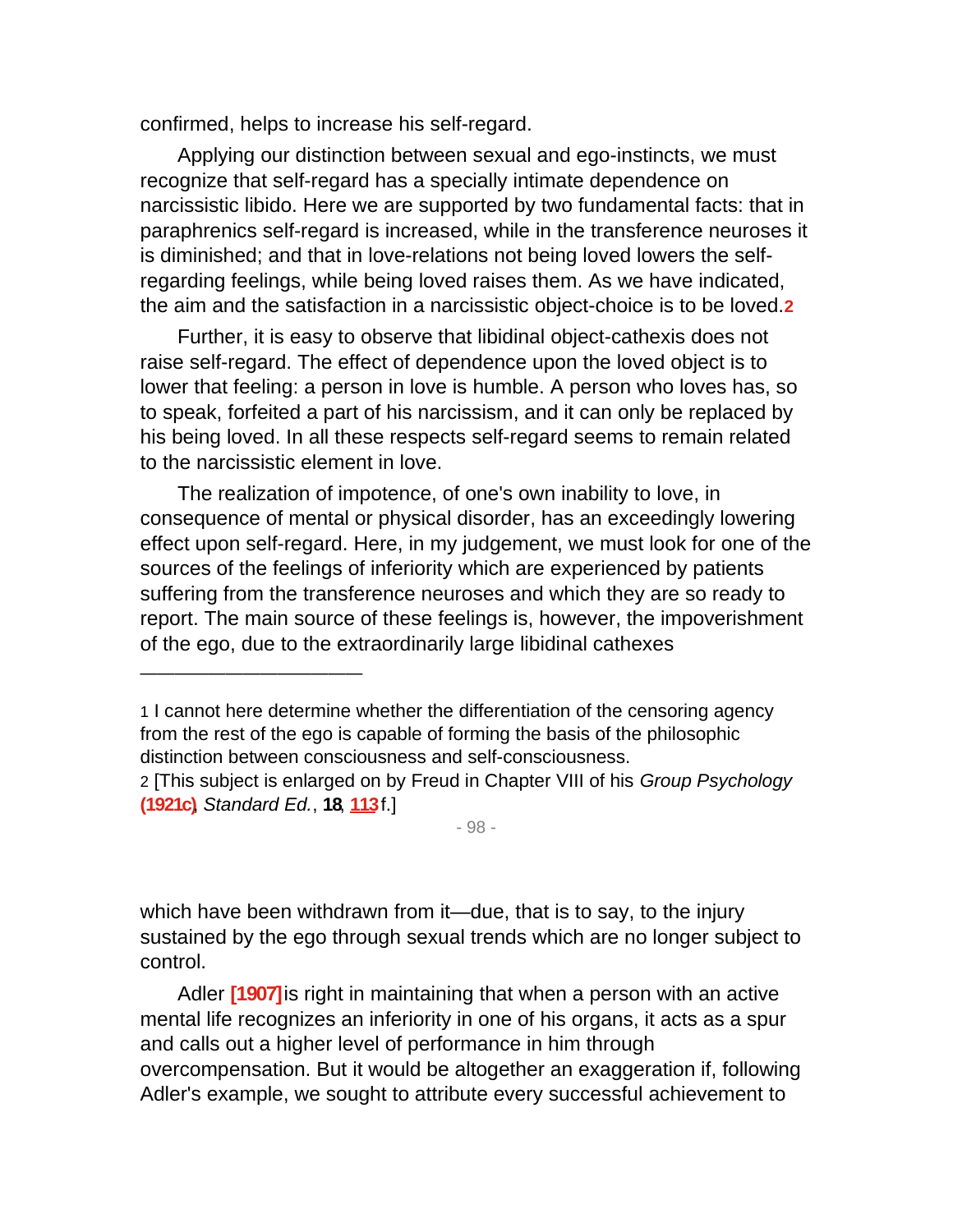confirmed, helps to increase his self-regard.

Applying our distinction between sexual and ego-instincts, we must recognize that self-regard has a specially intimate dependence on narcissistic libido. Here we are supported by two fundamental facts: that in paraphrenics self-regard is increased, while in the transference neuroses it is diminished; and that in love-relations not being loved lowers the self-regarding feelings, while being loved raises them. As we have indicated, the aim and the satisfaction in a narcissistic object-choice is to be loved.[2]

Further, it is easy to observe that libidinal object-cathexis does not raise self-regard. The effect of dependence upon the loved object is to lower that feeling: a person in love is humble. A person who loves has, so to speak, forfeited a part of his narcissism, and it can only be replaced by his being loved. In all these respects self-regard seems to remain related to the narcissistic element in love.

The realization of impotence, of one's own inability to love, in consequence of mental or physical disorder, has an exceedingly lowering effect upon self-regard. Here, in my judgement, we must look for one of the sources of the feelings of inferiority which are experienced by patients suffering from the transference neuroses and which they are so ready to report. The main source of these feelings is, however, the impoverishment of the ego, due to the extraordinarily large libidinal cathexes which have been withdrawn from it—due, that is to say, to the injury sustained by the ego through sexual trends which are no longer subject to control.

Adler [1907] is right in maintaining that when a person with an active mental life recognizes an inferiority in one of his organs, it acts as a spur and calls out a higher level of performance in him through overcompensation. But it would be altogether an exaggeration if, following Adler's example, we sought to attribute every successful achievement to

---

1 I cannot here determine whether the differentiation of the censoring agency from the rest of the ego is capable of forming the basis of the philosophic distinction between consciousness and self-consciousness.

2 [This subject is enlarged on by Freud in Chapter VIII of his *Group Psychology* (1921c), *Standard Ed.*, **18**, 113 f.]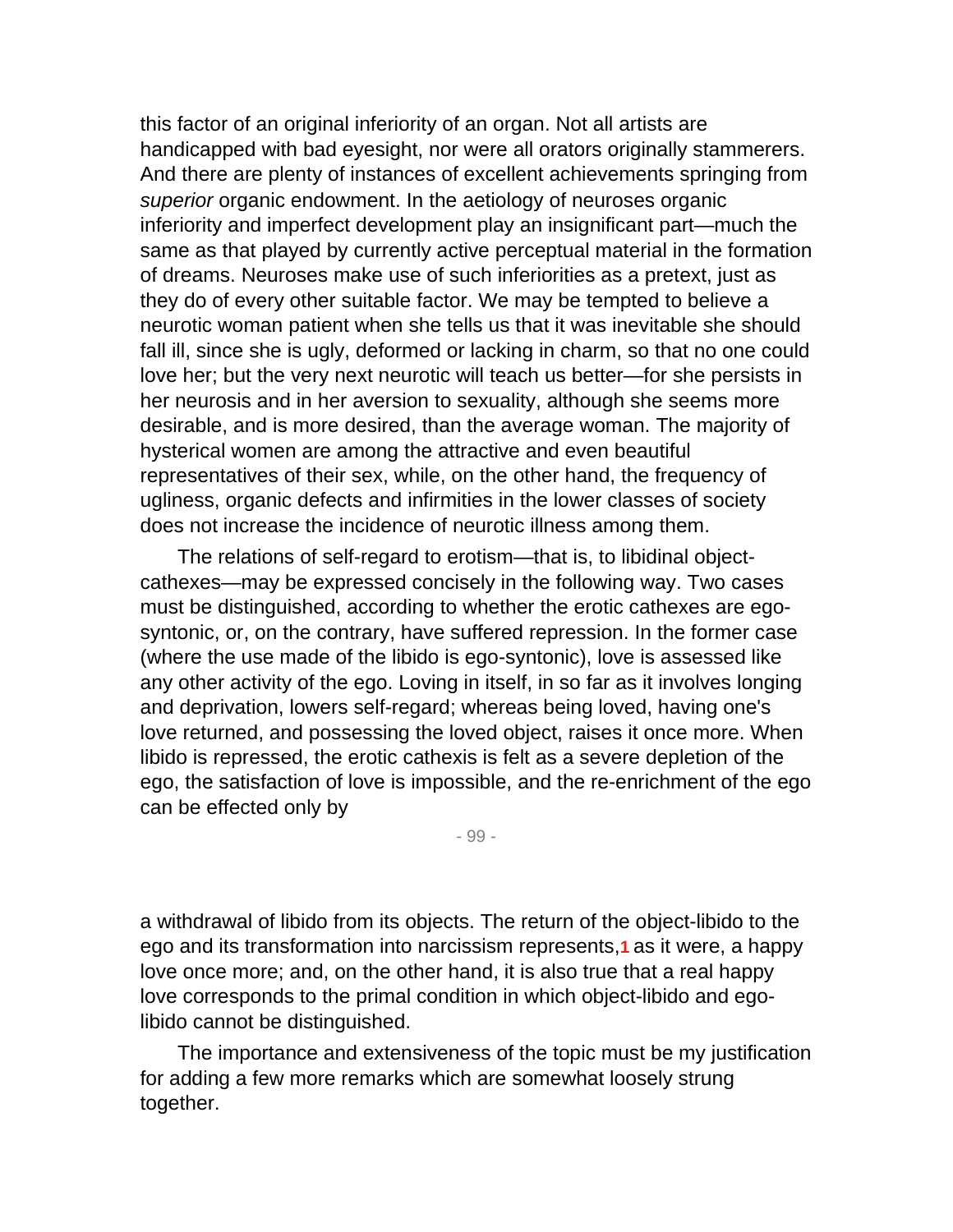this factor of an original inferiority of an organ. Not all artists are handicapped with bad eyesight, nor were all orators originally stammerers. And there are plenty of instances of excellent achievements springing from *superior* organic endowment. In the aetiology of neuroses organic inferiority and imperfect development play an insignificant part—much the same as that played by currently active perceptual material in the formation of dreams. Neuroses make use of such inferiorities as a pretext, just as they do of every other suitable factor. We may be tempted to believe a neurotic woman patient when she tells us that it was inevitable she should fall ill, since she is ugly, deformed or lacking in charm, so that no one could love her; but the very next neurotic will teach us better—for she persists in her neurosis and in her aversion to sexuality, although she seems more desirable, and is more desired, than the average woman. The majority of hysterical women are among the attractive and even beautiful representatives of their sex, while, on the other hand, the frequency of ugliness, organic defects and infirmities in the lower classes of society does not increase the incidence of neurotic illness among them.

The relations of self-regard to erotism—that is, to libidinal object-cathexes—may be expressed concisely in the following way. Two cases must be distinguished, according to whether the erotic cathexes are ego-syntonic, or, on the contrary, have suffered repression. In the former case (where the use made of the libido is ego-syntonic), love is assessed like any other activity of the ego. Loving in itself, in so far as it involves longing and deprivation, lowers self-regard; whereas being loved, having one's love returned, and possessing the loved object, raises it once more. When libido is repressed, the erotic cathexis is felt as a severe depletion of the ego, the satisfaction of love is impossible, and the re-enrichment of the ego can be effected only by a withdrawal of libido from its objects. The return of the object-libido to the ego and its transformation into narcissism represents,[1] as it were, a happy love once more; and, on the other hand, it is also true that a real happy love corresponds to the primal condition in which object-libido and ego-libido cannot be distinguished.

The importance and extensiveness of the topic must be my justification for adding a few more remarks which are somewhat loosely strung together.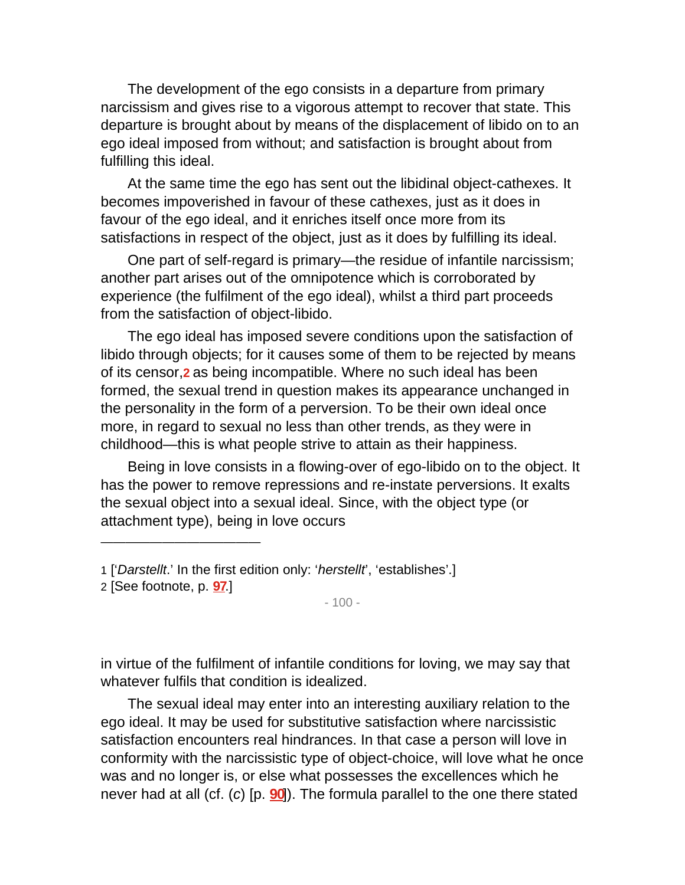The development of the ego consists in a departure from primary narcissism and gives rise to a vigorous attempt to recover that state. This departure is brought about by means of the displacement of libido on to an ego ideal imposed from without; and satisfaction is brought about from fulfilling this ideal.

At the same time the ego has sent out the libidinal object-cathexes. It becomes impoverished in favour of these cathexes, just as it does in favour of the ego ideal, and it enriches itself once more from its satisfactions in respect of the object, just as it does by fulfilling its ideal.

One part of self-regard is primary—the residue of infantile narcissism; another part arises out of the omnipotence which is corroborated by experience (the fulfilment of the ego ideal), whilst a third part proceeds from the satisfaction of object-libido.

The ego ideal has imposed severe conditions upon the satisfaction of libido through objects; for it causes some of them to be rejected by means of its censor,[2] as being incompatible. Where no such ideal has been formed, the sexual trend in question makes its appearance unchanged in the personality in the form of a perversion. To be their own ideal once more, in regard to sexual no less than other trends, as they were in childhood—this is what people strive to attain as their happiness.

Being in love consists in a flowing-over of ego-libido on to the object. It has the power to remove repressions and re-instate perversions. It exalts the sexual object into a sexual ideal. Since, with the object type (or attachment type), being in love occurs in virtue of the fulfilment of infantile conditions for loving, we may say that whatever fulfils that condition is idealized.

1 ['*Darstellt*.' In the first edition only: '*herstellt*', 'establishes'.]

2 [See footnote, p. 97.]

The sexual ideal may enter into an interesting auxiliary relation to the ego ideal. It may be used for substitutive satisfaction where narcissistic satisfaction encounters real hindrances. In that case a person will love in conformity with the narcissistic type of object-choice, will love what he once was and no longer is, or else what possesses the excellences which he never had at all (cf. (*c*) [p. 90]). The formula parallel to the one there stated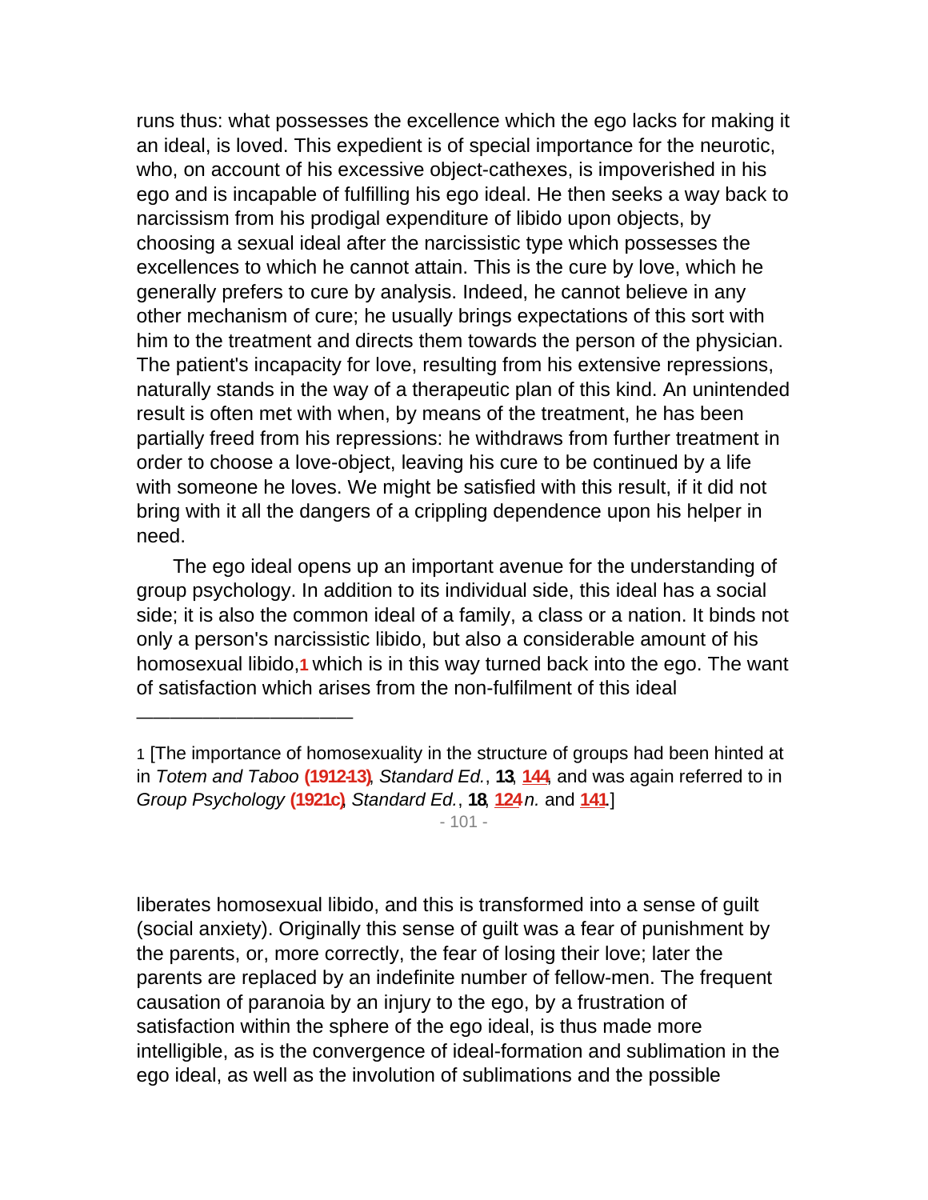runs thus: what possesses the excellence which the ego lacks for making it an ideal, is loved. This expedient is of special importance for the neurotic, who, on account of his excessive object-cathexes, is impoverished in his ego and is incapable of fulfilling his ego ideal. He then seeks a way back to narcissism from his prodigal expenditure of libido upon objects, by choosing a sexual ideal after the narcissistic type which possesses the excellences to which he cannot attain. This is the cure by love, which he generally prefers to cure by analysis. Indeed, he cannot believe in any other mechanism of cure; he usually brings expectations of this sort with him to the treatment and directs them towards the person of the physician. The patient's incapacity for love, resulting from his extensive repressions, naturally stands in the way of a therapeutic plan of this kind. An unintended result is often met with when, by means of the treatment, he has been partially freed from his repressions: he withdraws from further treatment in order to choose a love-object, leaving his cure to be continued by a life with someone he loves. We might be satisfied with this result, if it did not bring with it all the dangers of a crippling dependence upon his helper in need.

The ego ideal opens up an important avenue for the understanding of group psychology. In addition to its individual side, this ideal has a social side; it is also the common ideal of a family, a class or a nation. It binds not only a person's narcissistic libido, but also a considerable amount of his homosexual libido,[1] which is in this way turned back into the ego. The want of satisfaction which arises from the non-fulfilment of this ideal

1 [The importance of homosexuality in the structure of groups had been hinted at in *Totem and Taboo* **(1912-13)**, *Standard Ed.*, **13**, **144**, and was again referred to in *Group Psychology* **(1921c)**, *Standard Ed.*, **18**, **124** *n.* and **141**.]

liberates homosexual libido, and this is transformed into a sense of guilt (social anxiety). Originally this sense of guilt was a fear of punishment by the parents, or, more correctly, the fear of losing their love; later the parents are replaced by an indefinite number of fellow-men. The frequent causation of paranoia by an injury to the ego, by a frustration of satisfaction within the sphere of the ego ideal, is thus made more intelligible, as is the convergence of ideal-formation and sublimation in the ego ideal, as well as the involution of sublimations and the possible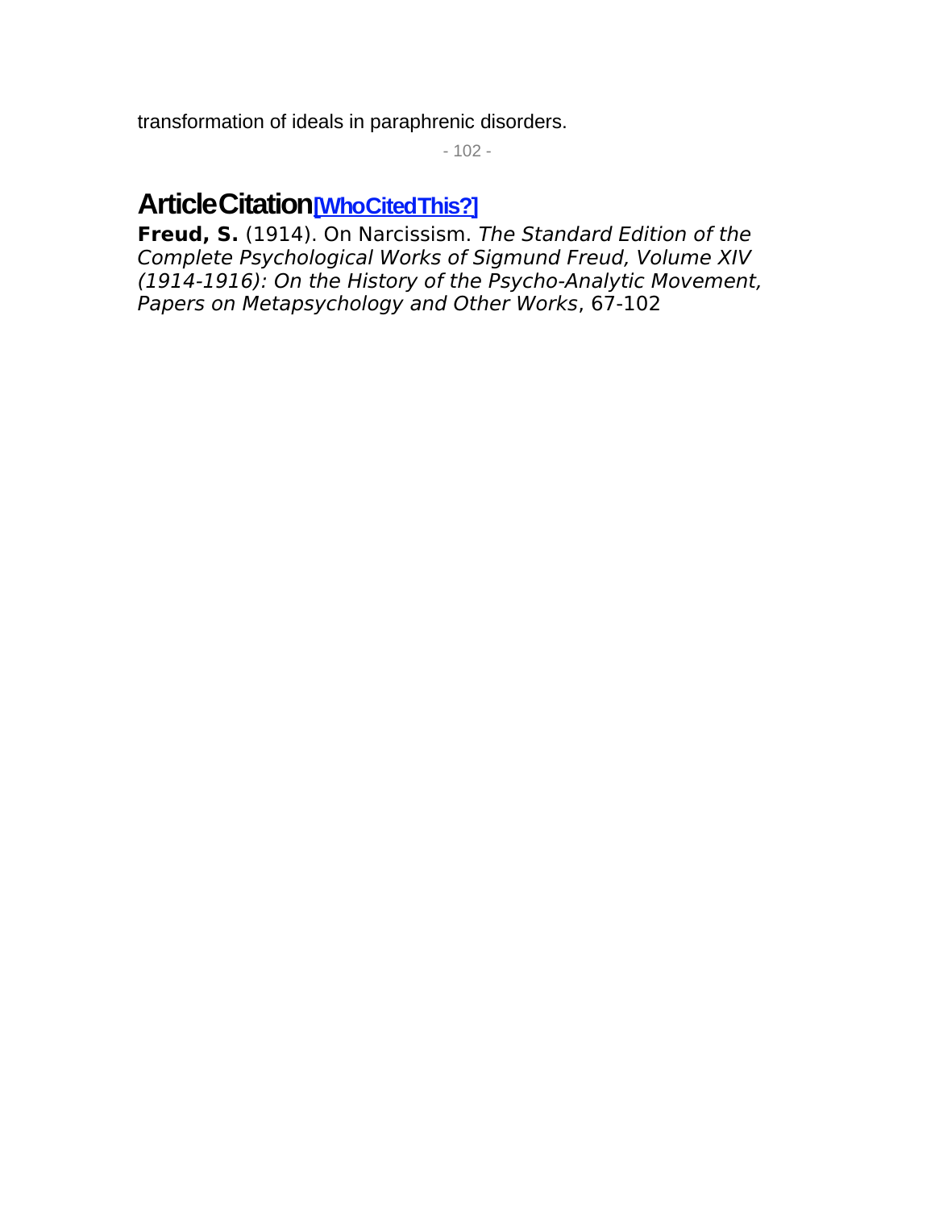transformation of ideals in paraphrenic disorders.

## Article Citation [Who Cited This?]

**Freud, S.** (1914). On Narcissism. *The Standard Edition of the Complete Psychological Works of Sigmund Freud, Volume XIV (1914-1916): On the History of the Psycho-Analytic Movement, Papers on Metapsychology and Other Works*, 67-102